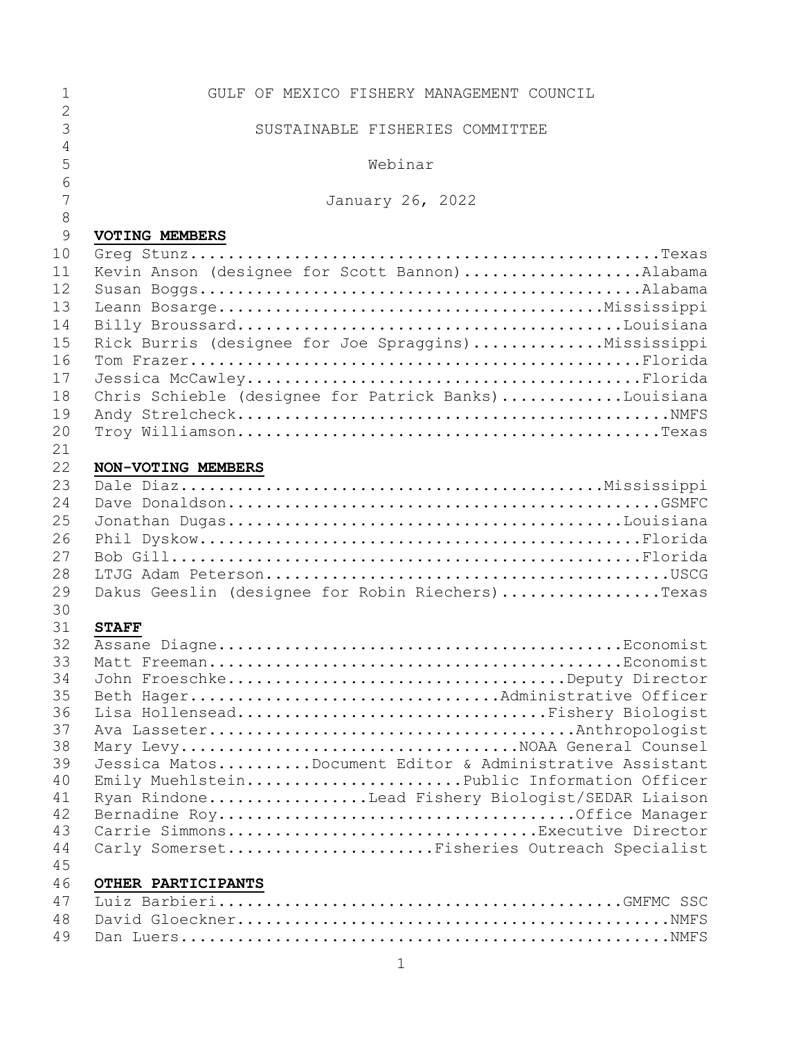# GULF OF MEXICO FISHERY MANAGEMENT COUNCIL

## SUSTAINABLE FISHERIES COMMITTEE

Webinar

January 26, 2022

**VOTING MEMBERS**

Greg Stunz....................................................Texas
Kevin Anson (designee for Scott Bannon)...................Alabama
Susan Boggs.................................................Alabama
Leann Bosarge...........................................Mississippi
Billy Broussard...........................................Louisiana
Rick Burris (designee for Joe Spraggins).............Mississippi
Tom Frazer..................................................Florida
Jessica McCawley............................................Florida
Chris Schieble (designee for Patrick Banks).............Louisiana
Andy Strelcheck...............................................NMFS
Troy Williamson...............................................Texas

**NON-VOTING MEMBERS**

Dale Diaz...............................................Mississippi
Dave Donaldson...............................................GSMFC
Jonathan Dugas............................................Louisiana
Phil Dyskow.................................................Florida
Bob Gill....................................................Florida
LTJG Adam Peterson............................................USCG
Dakus Geeslin (designee for Robin Riechers).................Texas

**STAFF**

Assane Diagne.............................................Economist
Matt Freeman..............................................Economist
John Froeschke.......................................Deputy Director
Beth Hager................................Administrative Officer
Lisa Hollensead...............................Fishery Biologist
Ava Lasseter..........................................Anthropologist
Mary Levy..................................NOAA General Counsel
Jessica Matos..........Document Editor & Administrative Assistant
Emily Muehlstein.......................Public Information Officer
Ryan Rindone.................Lead Fishery Biologist/SEDAR Liaison
Bernadine Roy...........................................Office Manager
Carrie Simmons.................................Executive Director
Carly Somerset......................Fisheries Outreach Specialist

**OTHER PARTICIPANTS**

Luiz Barbieri............................................GMFMC SSC
David Gloeckner...............................................NMFS
Dan Luers.....................................................NMFS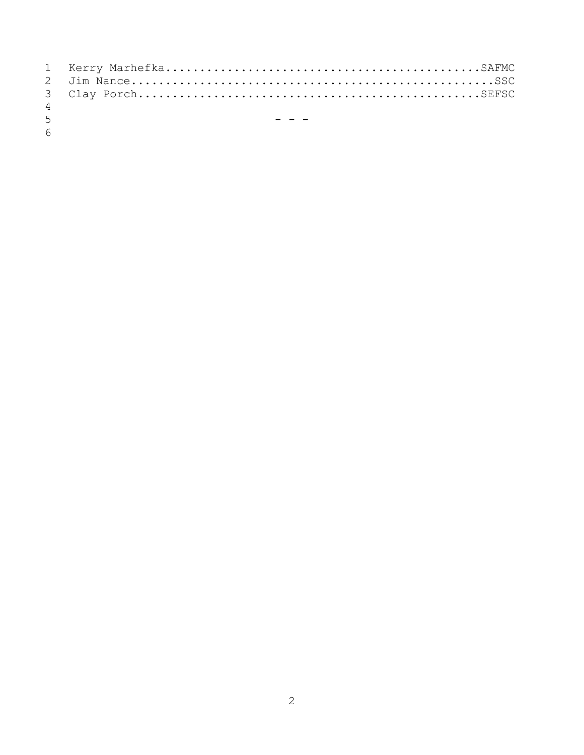Kerry Marhefka.............................................SAFMC
Jim Nance..................................................SSC
Clay Porch.................................................SEFSC

- - -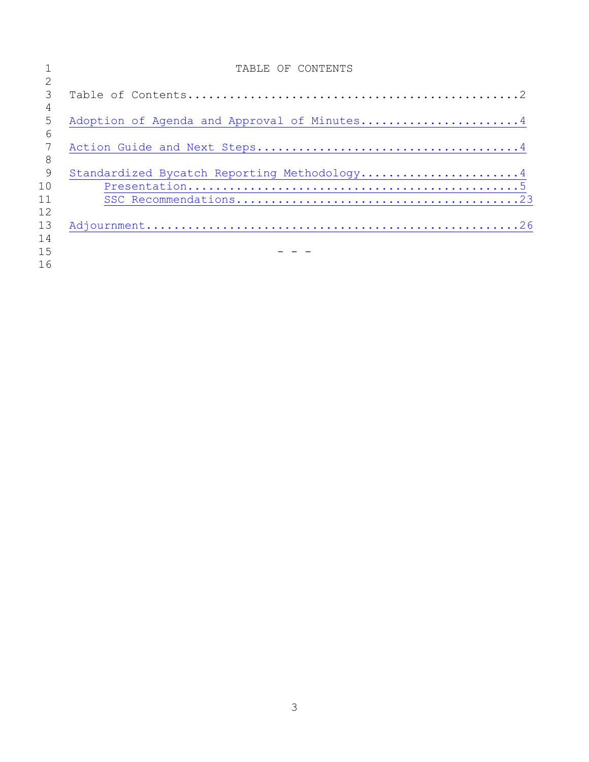# TABLE OF CONTENTS

Table of Contents....................................................2

Adoption of Agenda and Approval of Minutes........................4

Action Guide and Next Steps.......................................4

Standardized Bycatch Reporting Methodology........................4
    Presentation.................................................5
    SSC Recommendations.........................................23

Adjournment.......................................................26

\- - -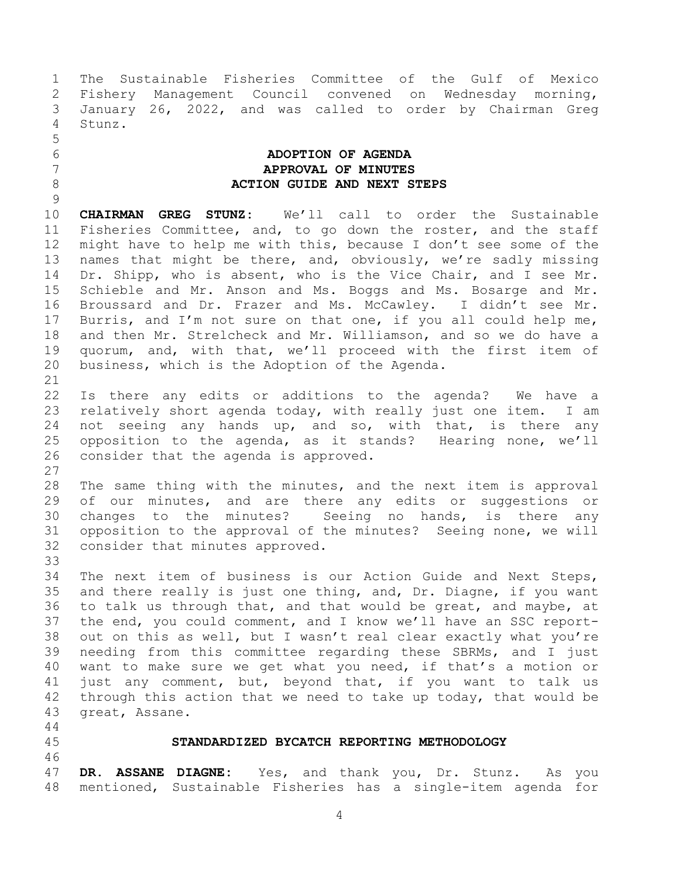The Sustainable Fisheries Committee of the Gulf of Mexico Fishery Management Council convened on Wednesday morning, January 26, 2022, and was called to order by Chairman Greg Stunz.

## ADOPTION OF AGENDA
## APPROVAL OF MINUTES
## ACTION GUIDE AND NEXT STEPS

**CHAIRMAN GREG STUNZ:** We'll call to order the Sustainable Fisheries Committee, and, to go down the roster, and the staff might have to help me with this, because I don't see some of the names that might be there, and, obviously, we're sadly missing Dr. Shipp, who is absent, who is the Vice Chair, and I see Mr. Schieble and Mr. Anson and Ms. Boggs and Ms. Bosarge and Mr. Broussard and Dr. Frazer and Ms. McCawley. I didn't see Mr. Burris, and I'm not sure on that one, if you all could help me, and then Mr. Strelcheck and Mr. Williamson, and so we do have a quorum, and, with that, we'll proceed with the first item of business, which is the Adoption of the Agenda.

Is there any edits or additions to the agenda? We have a relatively short agenda today, with really just one item. I am not seeing any hands up, and so, with that, is there any opposition to the agenda, as it stands? Hearing none, we'll consider that the agenda is approved.

The same thing with the minutes, and the next item is approval of our minutes, and are there any edits or suggestions or changes to the minutes? Seeing no hands, is there any opposition to the approval of the minutes? Seeing none, we will consider that minutes approved.

The next item of business is our Action Guide and Next Steps, and there really is just one thing, and, Dr. Diagne, if you want to talk us through that, and that would be great, and maybe, at the end, you could comment, and I know we'll have an SSC report-out on this as well, but I wasn't real clear exactly what you're needing from this committee regarding these SBRMs, and I just want to make sure we get what you need, if that's a motion or just any comment, but, beyond that, if you want to talk us through this action that we need to take up today, that would be great, Assane.

## STANDARDIZED BYCATCH REPORTING METHODOLOGY

**DR. ASSANE DIAGNE:** Yes, and thank you, Dr. Stunz. As you mentioned, Sustainable Fisheries has a single-item agenda for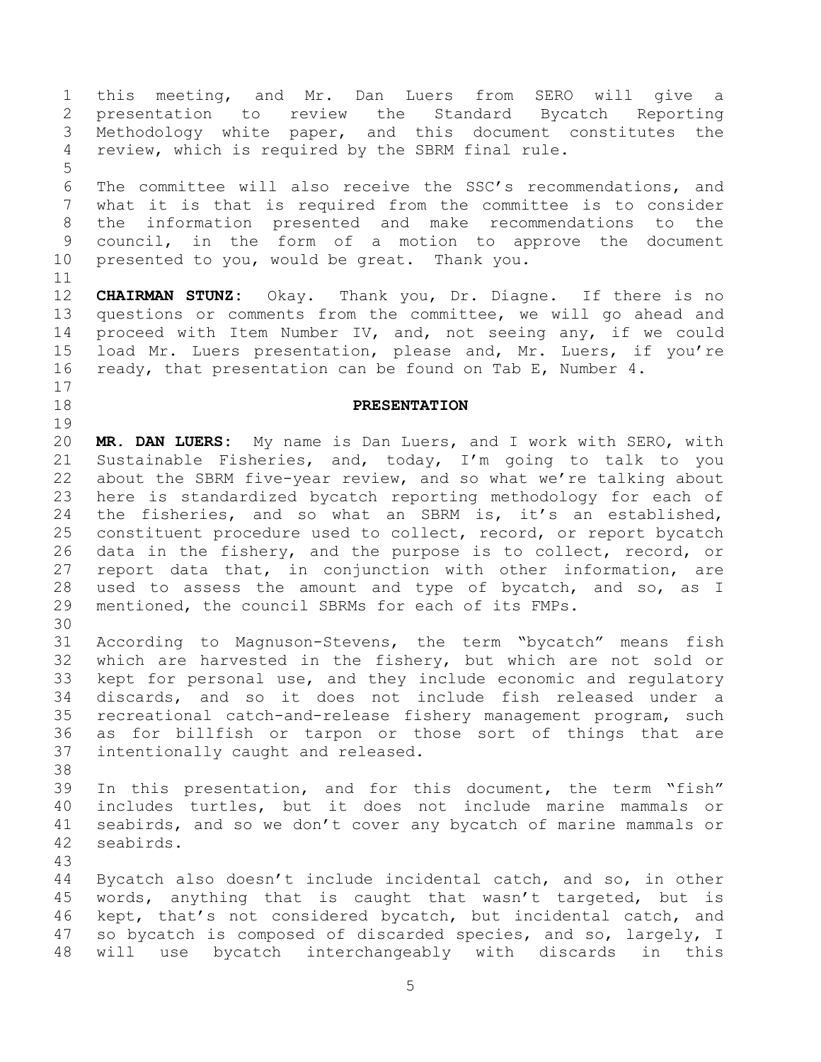this meeting, and Mr. Dan Luers from SERO will give a presentation to review the Standard Bycatch Reporting Methodology white paper, and this document constitutes the review, which is required by the SBRM final rule.

The committee will also receive the SSC's recommendations, and what it is that is required from the committee is to consider the information presented and make recommendations to the council, in the form of a motion to approve the document presented to you, would be great. Thank you.

**CHAIRMAN STUNZ:** Okay. Thank you, Dr. Diagne. If there is no questions or comments from the committee, we will go ahead and proceed with Item Number IV, and, not seeing any, if we could load Mr. Luers presentation, please and, Mr. Luers, if you're ready, that presentation can be found on Tab E, Number 4.

## PRESENTATION

**MR. DAN LUERS:** My name is Dan Luers, and I work with SERO, with Sustainable Fisheries, and, today, I'm going to talk to you about the SBRM five-year review, and so what we're talking about here is standardized bycatch reporting methodology for each of the fisheries, and so what an SBRM is, it's an established, constituent procedure used to collect, record, or report bycatch data in the fishery, and the purpose is to collect, record, or report data that, in conjunction with other information, are used to assess the amount and type of bycatch, and so, as I mentioned, the council SBRMs for each of its FMPs.

According to Magnuson-Stevens, the term "bycatch" means fish which are harvested in the fishery, but which are not sold or kept for personal use, and they include economic and regulatory discards, and so it does not include fish released under a recreational catch-and-release fishery management program, such as for billfish or tarpon or those sort of things that are intentionally caught and released.

In this presentation, and for this document, the term "fish" includes turtles, but it does not include marine mammals or seabirds, and so we don't cover any bycatch of marine mammals or seabirds.

Bycatch also doesn't include incidental catch, and so, in other words, anything that is caught that wasn't targeted, but is kept, that's not considered bycatch, but incidental catch, and so bycatch is composed of discarded species, and so, largely, I will use bycatch interchangeably with discards in this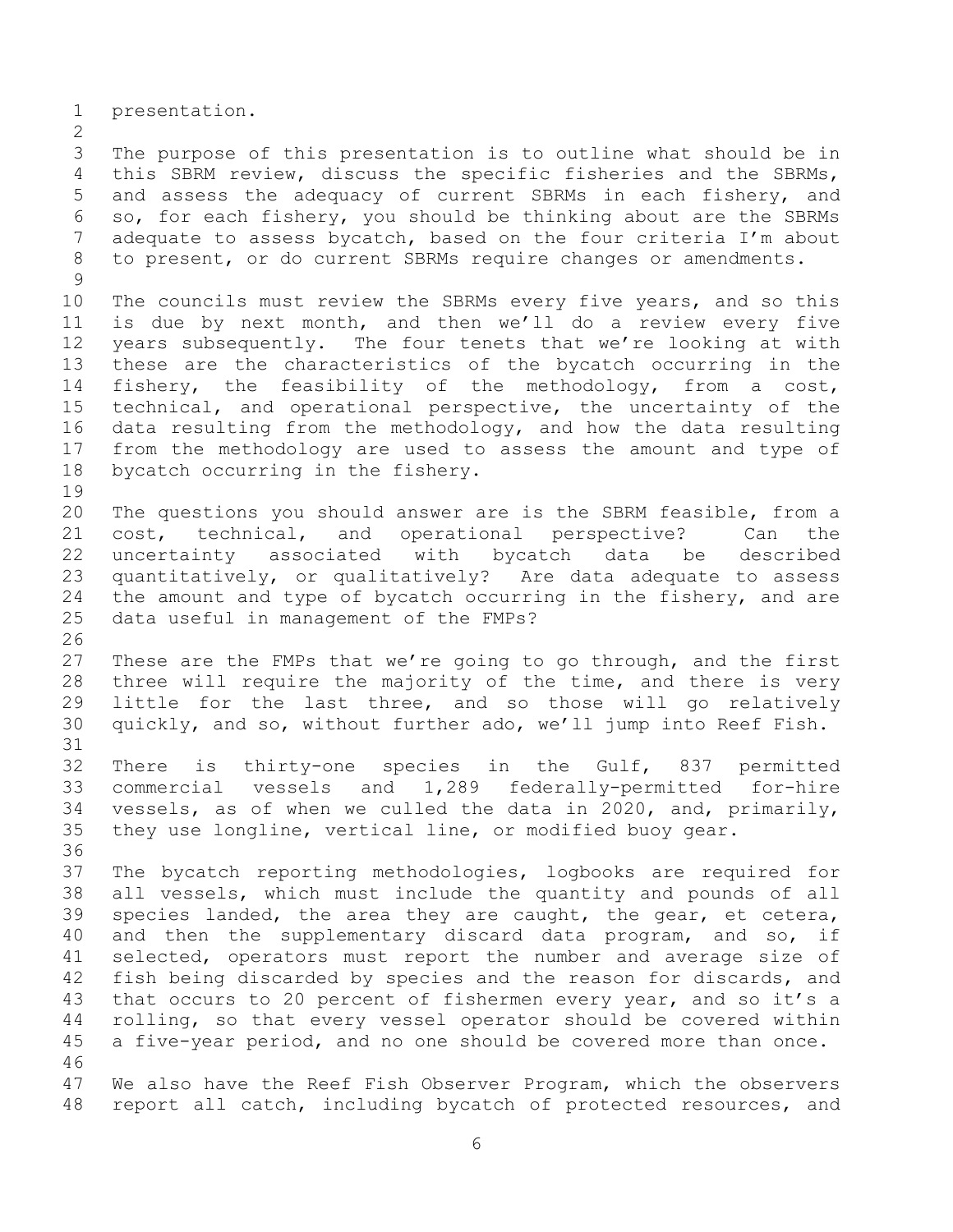presentation.

The purpose of this presentation is to outline what should be in this SBRM review, discuss the specific fisheries and the SBRMs, and assess the adequacy of current SBRMs in each fishery, and so, for each fishery, you should be thinking about are the SBRMs adequate to assess bycatch, based on the four criteria I'm about to present, or do current SBRMs require changes or amendments.

The councils must review the SBRMs every five years, and so this is due by next month, and then we'll do a review every five years subsequently. The four tenets that we're looking at with these are the characteristics of the bycatch occurring in the fishery, the feasibility of the methodology, from a cost, technical, and operational perspective, the uncertainty of the data resulting from the methodology, and how the data resulting from the methodology are used to assess the amount and type of bycatch occurring in the fishery.

The questions you should answer are is the SBRM feasible, from a cost, technical, and operational perspective? Can the uncertainty associated with bycatch data be described quantitatively, or qualitatively? Are data adequate to assess the amount and type of bycatch occurring in the fishery, and are data useful in management of the FMPs?

These are the FMPs that we're going to go through, and the first three will require the majority of the time, and there is very little for the last three, and so those will go relatively quickly, and so, without further ado, we'll jump into Reef Fish.

There is thirty-one species in the Gulf, 837 permitted commercial vessels and 1,289 federally-permitted for-hire vessels, as of when we culled the data in 2020, and, primarily, they use longline, vertical line, or modified buoy gear.

The bycatch reporting methodologies, logbooks are required for all vessels, which must include the quantity and pounds of all species landed, the area they are caught, the gear, et cetera, and then the supplementary discard data program, and so, if selected, operators must report the number and average size of fish being discarded by species and the reason for discards, and that occurs to 20 percent of fishermen every year, and so it's a rolling, so that every vessel operator should be covered within a five-year period, and no one should be covered more than once.

We also have the Reef Fish Observer Program, which the observers report all catch, including bycatch of protected resources, and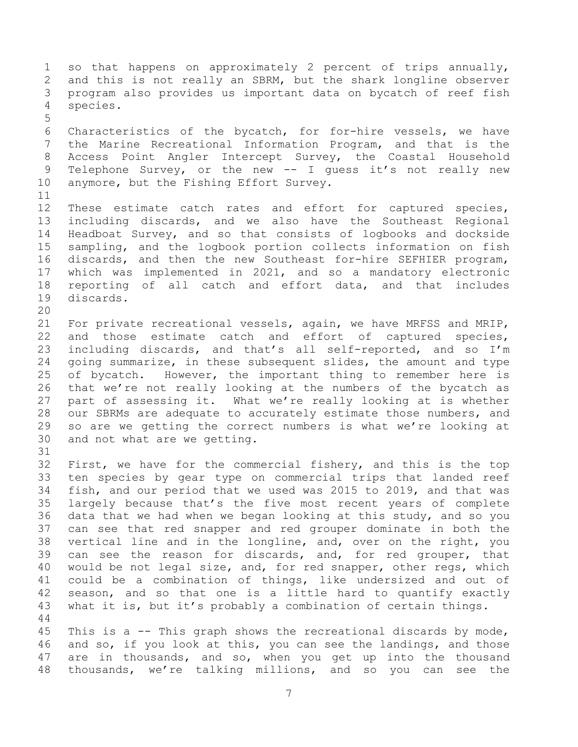so that happens on approximately 2 percent of trips annually, and this is not really an SBRM, but the shark longline observer program also provides us important data on bycatch of reef fish species.

Characteristics of the bycatch, for for-hire vessels, we have the Marine Recreational Information Program, and that is the Access Point Angler Intercept Survey, the Coastal Household Telephone Survey, or the new -- I guess it's not really new anymore, but the Fishing Effort Survey.

These estimate catch rates and effort for captured species, including discards, and we also have the Southeast Regional Headboat Survey, and so that consists of logbooks and dockside sampling, and the logbook portion collects information on fish discards, and then the new Southeast for-hire SEFHIER program, which was implemented in 2021, and so a mandatory electronic reporting of all catch and effort data, and that includes discards.

For private recreational vessels, again, we have MRFSS and MRIP, and those estimate catch and effort of captured species, including discards, and that's all self-reported, and so I'm going summarize, in these subsequent slides, the amount and type of bycatch. However, the important thing to remember here is that we're not really looking at the numbers of the bycatch as part of assessing it. What we're really looking at is whether our SBRMs are adequate to accurately estimate those numbers, and so are we getting the correct numbers is what we're looking at and not what are we getting.

First, we have for the commercial fishery, and this is the top ten species by gear type on commercial trips that landed reef fish, and our period that we used was 2015 to 2019, and that was largely because that's the five most recent years of complete data that we had when we began looking at this study, and so you can see that red snapper and red grouper dominate in both the vertical line and in the longline, and, over on the right, you can see the reason for discards, and, for red grouper, that would be not legal size, and, for red snapper, other regs, which could be a combination of things, like undersized and out of season, and so that one is a little hard to quantify exactly what it is, but it's probably a combination of certain things.

This is a -- This graph shows the recreational discards by mode, and so, if you look at this, you can see the landings, and those are in thousands, and so, when you get up into the thousand thousands, we're talking millions, and so you can see the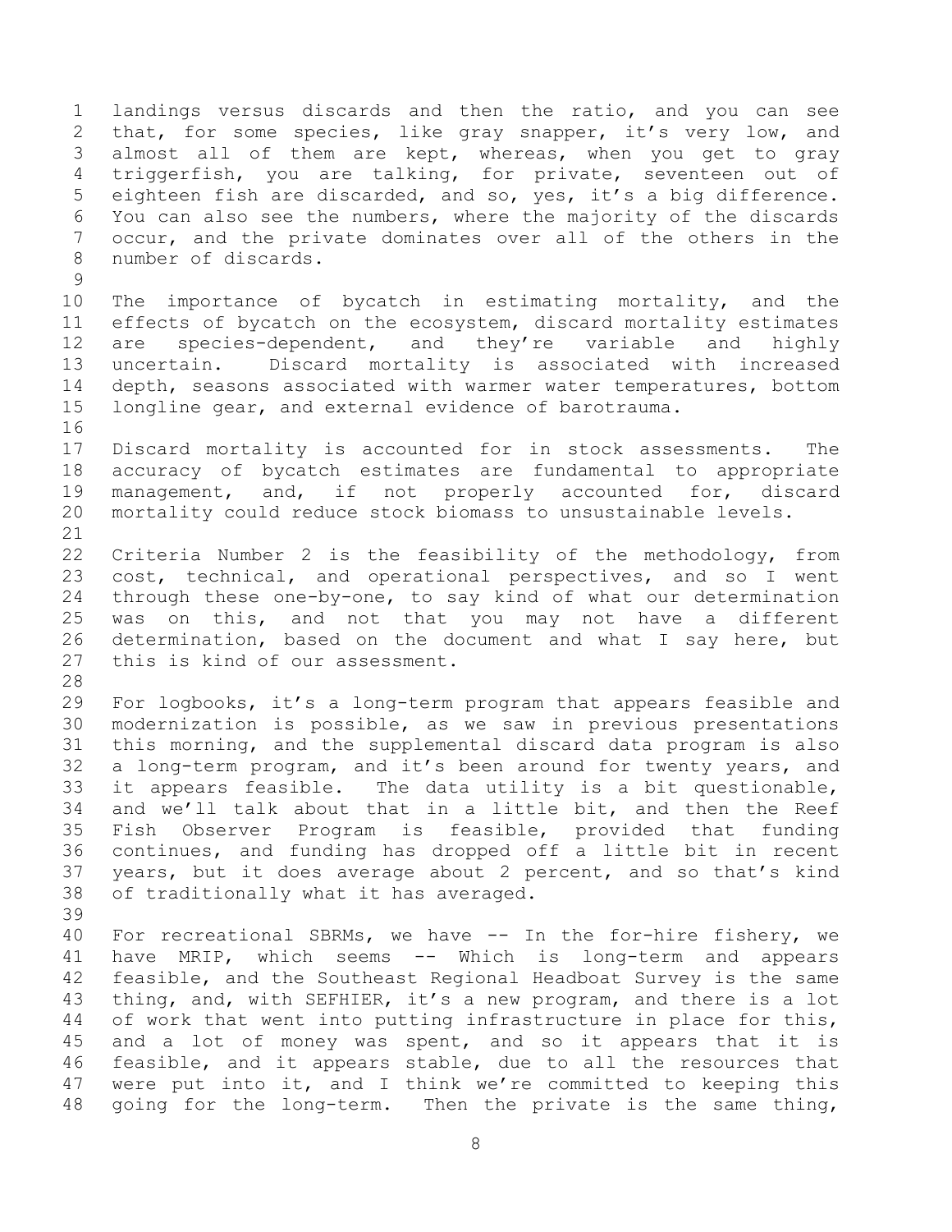landings versus discards and then the ratio, and you can see that, for some species, like gray snapper, it's very low, and almost all of them are kept, whereas, when you get to gray triggerfish, you are talking, for private, seventeen out of eighteen fish are discarded, and so, yes, it's a big difference. You can also see the numbers, where the majority of the discards occur, and the private dominates over all of the others in the number of discards.

The importance of bycatch in estimating mortality, and the effects of bycatch on the ecosystem, discard mortality estimates are species-dependent, and they're variable and highly uncertain. Discard mortality is associated with increased depth, seasons associated with warmer water temperatures, bottom longline gear, and external evidence of barotrauma.

Discard mortality is accounted for in stock assessments. The accuracy of bycatch estimates are fundamental to appropriate management, and, if not properly accounted for, discard mortality could reduce stock biomass to unsustainable levels.

Criteria Number 2 is the feasibility of the methodology, from cost, technical, and operational perspectives, and so I went through these one-by-one, to say kind of what our determination was on this, and not that you may not have a different determination, based on the document and what I say here, but this is kind of our assessment.

For logbooks, it's a long-term program that appears feasible and modernization is possible, as we saw in previous presentations this morning, and the supplemental discard data program is also a long-term program, and it's been around for twenty years, and it appears feasible. The data utility is a bit questionable, and we'll talk about that in a little bit, and then the Reef Fish Observer Program is feasible, provided that funding continues, and funding has dropped off a little bit in recent years, but it does average about 2 percent, and so that's kind of traditionally what it has averaged.

For recreational SBRMs, we have -- In the for-hire fishery, we have MRIP, which seems -- Which is long-term and appears feasible, and the Southeast Regional Headboat Survey is the same thing, and, with SEFHIER, it's a new program, and there is a lot of work that went into putting infrastructure in place for this, and a lot of money was spent, and so it appears that it is feasible, and it appears stable, due to all the resources that were put into it, and I think we're committed to keeping this going for the long-term. Then the private is the same thing,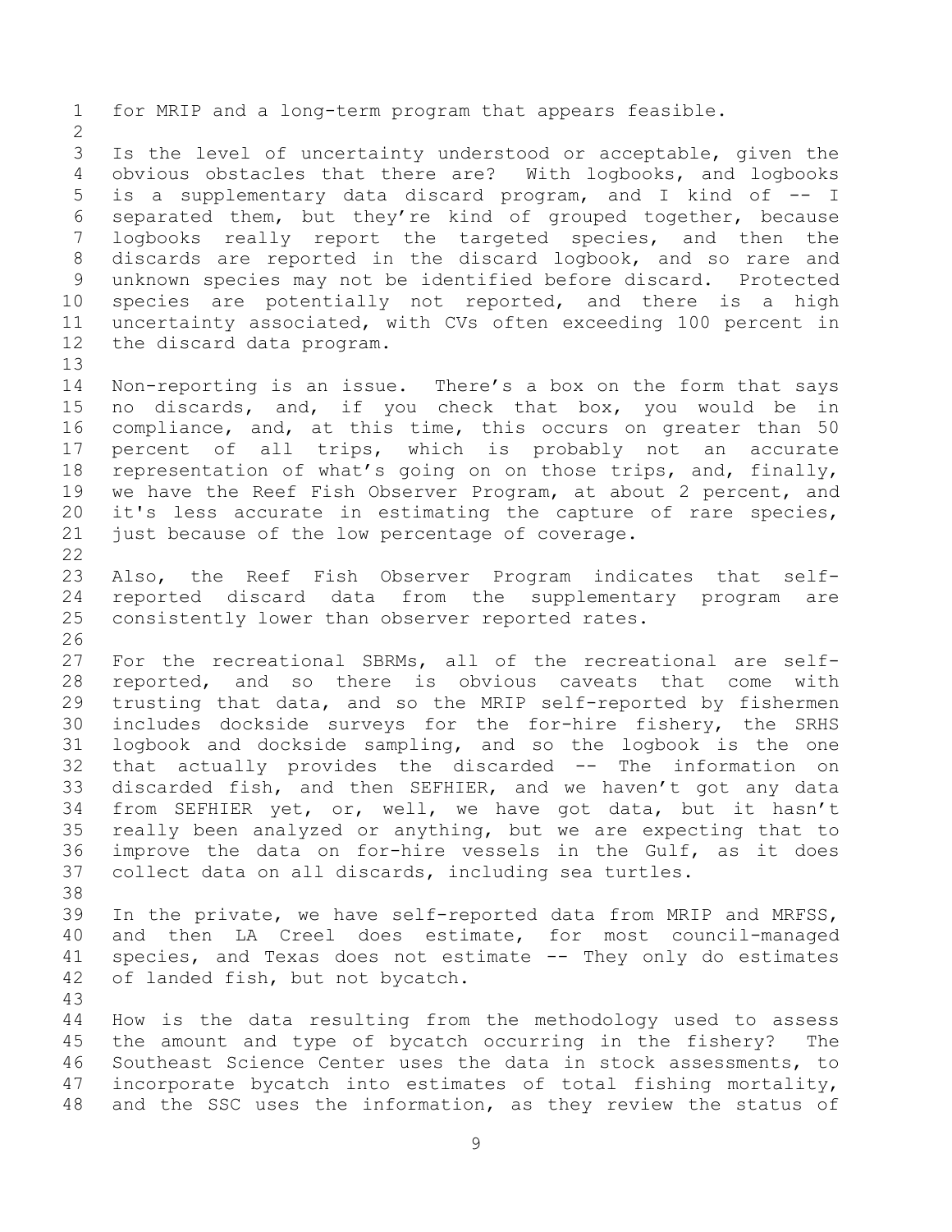for MRIP and a long-term program that appears feasible.

Is the level of uncertainty understood or acceptable, given the obvious obstacles that there are? With logbooks, and logbooks is a supplementary data discard program, and I kind of -- I separated them, but they're kind of grouped together, because logbooks really report the targeted species, and then the discards are reported in the discard logbook, and so rare and unknown species may not be identified before discard. Protected species are potentially not reported, and there is a high uncertainty associated, with CVs often exceeding 100 percent in the discard data program.

Non-reporting is an issue. There's a box on the form that says no discards, and, if you check that box, you would be in compliance, and, at this time, this occurs on greater than 50 percent of all trips, which is probably not an accurate representation of what's going on on those trips, and, finally, we have the Reef Fish Observer Program, at about 2 percent, and it's less accurate in estimating the capture of rare species, just because of the low percentage of coverage.

Also, the Reef Fish Observer Program indicates that self-reported discard data from the supplementary program are consistently lower than observer reported rates.

For the recreational SBRMs, all of the recreational are self-reported, and so there is obvious caveats that come with trusting that data, and so the MRIP self-reported by fishermen includes dockside surveys for the for-hire fishery, the SRHS logbook and dockside sampling, and so the logbook is the one that actually provides the discarded -- The information on discarded fish, and then SEFHIER, and we haven't got any data from SEFHIER yet, or, well, we have got data, but it hasn't really been analyzed or anything, but we are expecting that to improve the data on for-hire vessels in the Gulf, as it does collect data on all discards, including sea turtles.

In the private, we have self-reported data from MRIP and MRFSS, and then LA Creel does estimate, for most council-managed species, and Texas does not estimate -- They only do estimates of landed fish, but not bycatch.

How is the data resulting from the methodology used to assess the amount and type of bycatch occurring in the fishery? The Southeast Science Center uses the data in stock assessments, to incorporate bycatch into estimates of total fishing mortality, and the SSC uses the information, as they review the status of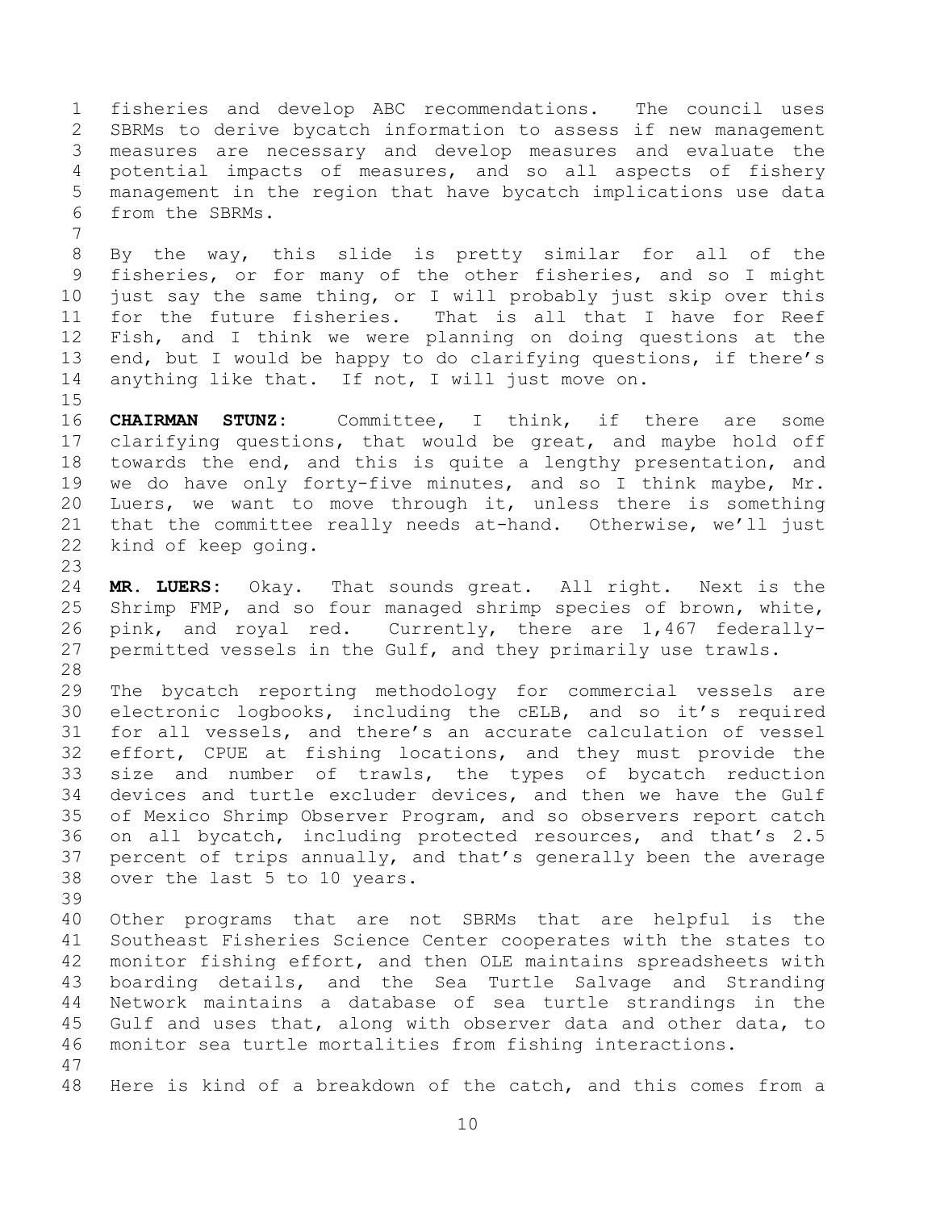fisheries and develop ABC recommendations. The council uses SBRMs to derive bycatch information to assess if new management measures are necessary and develop measures and evaluate the potential impacts of measures, and so all aspects of fishery management in the region that have bycatch implications use data from the SBRMs.

By the way, this slide is pretty similar for all of the fisheries, or for many of the other fisheries, and so I might just say the same thing, or I will probably just skip over this for the future fisheries. That is all that I have for Reef Fish, and I think we were planning on doing questions at the end, but I would be happy to do clarifying questions, if there's anything like that. If not, I will just move on.

**CHAIRMAN STUNZ:** Committee, I think, if there are some clarifying questions, that would be great, and maybe hold off towards the end, and this is quite a lengthy presentation, and we do have only forty-five minutes, and so I think maybe, Mr. Luers, we want to move through it, unless there is something that the committee really needs at-hand. Otherwise, we'll just kind of keep going.

**MR. LUERS:** Okay. That sounds great. All right. Next is the Shrimp FMP, and so four managed shrimp species of brown, white, pink, and royal red. Currently, there are 1,467 federally-permitted vessels in the Gulf, and they primarily use trawls.

The bycatch reporting methodology for commercial vessels are electronic logbooks, including the cELB, and so it's required for all vessels, and there's an accurate calculation of vessel effort, CPUE at fishing locations, and they must provide the size and number of trawls, the types of bycatch reduction devices and turtle excluder devices, and then we have the Gulf of Mexico Shrimp Observer Program, and so observers report catch on all bycatch, including protected resources, and that's 2.5 percent of trips annually, and that's generally been the average over the last 5 to 10 years.

Other programs that are not SBRMs that are helpful is the Southeast Fisheries Science Center cooperates with the states to monitor fishing effort, and then OLE maintains spreadsheets with boarding details, and the Sea Turtle Salvage and Stranding Network maintains a database of sea turtle strandings in the Gulf and uses that, along with observer data and other data, to monitor sea turtle mortalities from fishing interactions.

Here is kind of a breakdown of the catch, and this comes from a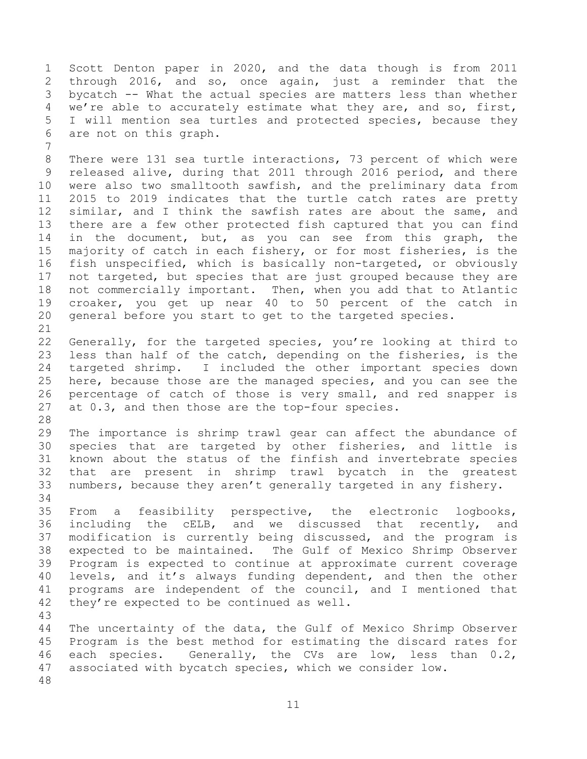Scott Denton paper in 2020, and the data though is from 2011 through 2016, and so, once again, just a reminder that the bycatch -- What the actual species are matters less than whether we're able to accurately estimate what they are, and so, first, I will mention sea turtles and protected species, because they are not on this graph.

There were 131 sea turtle interactions, 73 percent of which were released alive, during that 2011 through 2016 period, and there were also two smalltooth sawfish, and the preliminary data from 2015 to 2019 indicates that the turtle catch rates are pretty similar, and I think the sawfish rates are about the same, and there are a few other protected fish captured that you can find in the document, but, as you can see from this graph, the majority of catch in each fishery, or for most fisheries, is the fish unspecified, which is basically non-targeted, or obviously not targeted, but species that are just grouped because they are not commercially important. Then, when you add that to Atlantic croaker, you get up near 40 to 50 percent of the catch in general before you start to get to the targeted species.

Generally, for the targeted species, you're looking at third to less than half of the catch, depending on the fisheries, is the targeted shrimp. I included the other important species down here, because those are the managed species, and you can see the percentage of catch of those is very small, and red snapper is at 0.3, and then those are the top-four species.

The importance is shrimp trawl gear can affect the abundance of species that are targeted by other fisheries, and little is known about the status of the finfish and invertebrate species that are present in shrimp trawl bycatch in the greatest numbers, because they aren't generally targeted in any fishery.

From a feasibility perspective, the electronic logbooks, including the cELB, and we discussed that recently, and modification is currently being discussed, and the program is expected to be maintained. The Gulf of Mexico Shrimp Observer Program is expected to continue at approximate current coverage levels, and it's always funding dependent, and then the other programs are independent of the council, and I mentioned that they're expected to be continued as well.

The uncertainty of the data, the Gulf of Mexico Shrimp Observer Program is the best method for estimating the discard rates for each species. Generally, the CVs are low, less than 0.2, associated with bycatch species, which we consider low.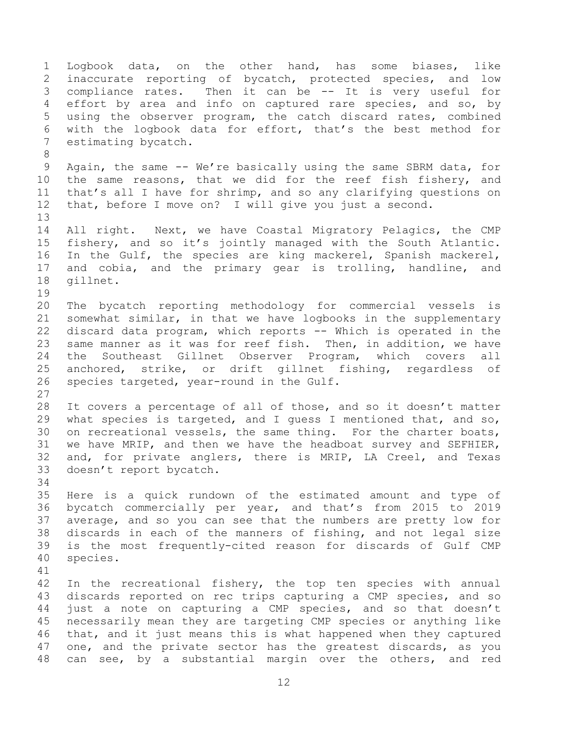Logbook data, on the other hand, has some biases, like inaccurate reporting of bycatch, protected species, and low compliance rates. Then it can be -- It is very useful for effort by area and info on captured rare species, and so, by using the observer program, the catch discard rates, combined with the logbook data for effort, that's the best method for estimating bycatch.

Again, the same -- We're basically using the same SBRM data, for the same reasons, that we did for the reef fish fishery, and that's all I have for shrimp, and so any clarifying questions on that, before I move on? I will give you just a second.

All right. Next, we have Coastal Migratory Pelagics, the CMP fishery, and so it's jointly managed with the South Atlantic. In the Gulf, the species are king mackerel, Spanish mackerel, and cobia, and the primary gear is trolling, handline, and gillnet.

The bycatch reporting methodology for commercial vessels is somewhat similar, in that we have logbooks in the supplementary discard data program, which reports -- Which is operated in the same manner as it was for reef fish. Then, in addition, we have the Southeast Gillnet Observer Program, which covers all anchored, strike, or drift gillnet fishing, regardless of species targeted, year-round in the Gulf.

It covers a percentage of all of those, and so it doesn't matter what species is targeted, and I guess I mentioned that, and so, on recreational vessels, the same thing. For the charter boats, we have MRIP, and then we have the headboat survey and SEFHIER, and, for private anglers, there is MRIP, LA Creel, and Texas doesn't report bycatch.

Here is a quick rundown of the estimated amount and type of bycatch commercially per year, and that's from 2015 to 2019 average, and so you can see that the numbers are pretty low for discards in each of the manners of fishing, and not legal size is the most frequently-cited reason for discards of Gulf CMP species.

In the recreational fishery, the top ten species with annual discards reported on rec trips capturing a CMP species, and so just a note on capturing a CMP species, and so that doesn't necessarily mean they are targeting CMP species or anything like that, and it just means this is what happened when they captured one, and the private sector has the greatest discards, as you can see, by a substantial margin over the others, and red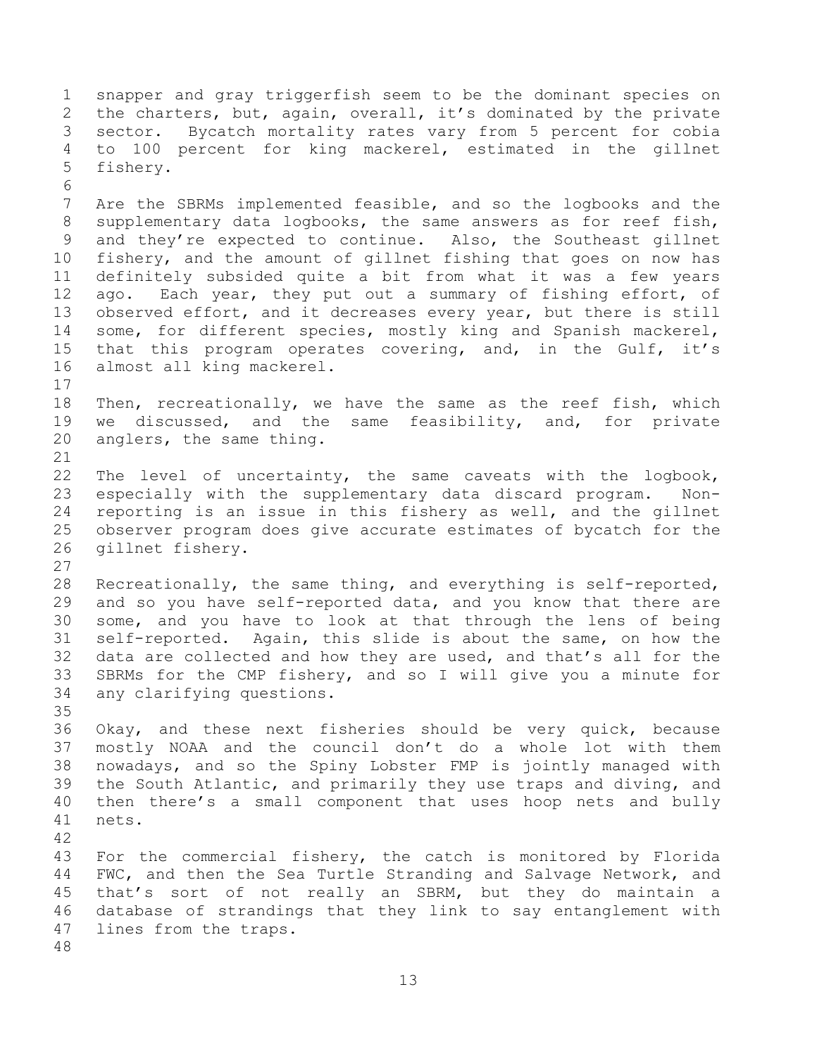snapper and gray triggerfish seem to be the dominant species on the charters, but, again, overall, it's dominated by the private sector. Bycatch mortality rates vary from 5 percent for cobia to 100 percent for king mackerel, estimated in the gillnet fishery.

Are the SBRMs implemented feasible, and so the logbooks and the supplementary data logbooks, the same answers as for reef fish, and they're expected to continue. Also, the Southeast gillnet fishery, and the amount of gillnet fishing that goes on now has definitely subsided quite a bit from what it was a few years ago. Each year, they put out a summary of fishing effort, of observed effort, and it decreases every year, but there is still some, for different species, mostly king and Spanish mackerel, that this program operates covering, and, in the Gulf, it's almost all king mackerel.

Then, recreationally, we have the same as the reef fish, which we discussed, and the same feasibility, and, for private anglers, the same thing.

The level of uncertainty, the same caveats with the logbook, especially with the supplementary data discard program. Non-reporting is an issue in this fishery as well, and the gillnet observer program does give accurate estimates of bycatch for the gillnet fishery.

Recreationally, the same thing, and everything is self-reported, and so you have self-reported data, and you know that there are some, and you have to look at that through the lens of being self-reported. Again, this slide is about the same, on how the data are collected and how they are used, and that's all for the SBRMs for the CMP fishery, and so I will give you a minute for any clarifying questions.

Okay, and these next fisheries should be very quick, because mostly NOAA and the council don't do a whole lot with them nowadays, and so the Spiny Lobster FMP is jointly managed with the South Atlantic, and primarily they use traps and diving, and then there's a small component that uses hoop nets and bully nets.

For the commercial fishery, the catch is monitored by Florida FWC, and then the Sea Turtle Stranding and Salvage Network, and that's sort of not really an SBRM, but they do maintain a database of strandings that they link to say entanglement with lines from the traps.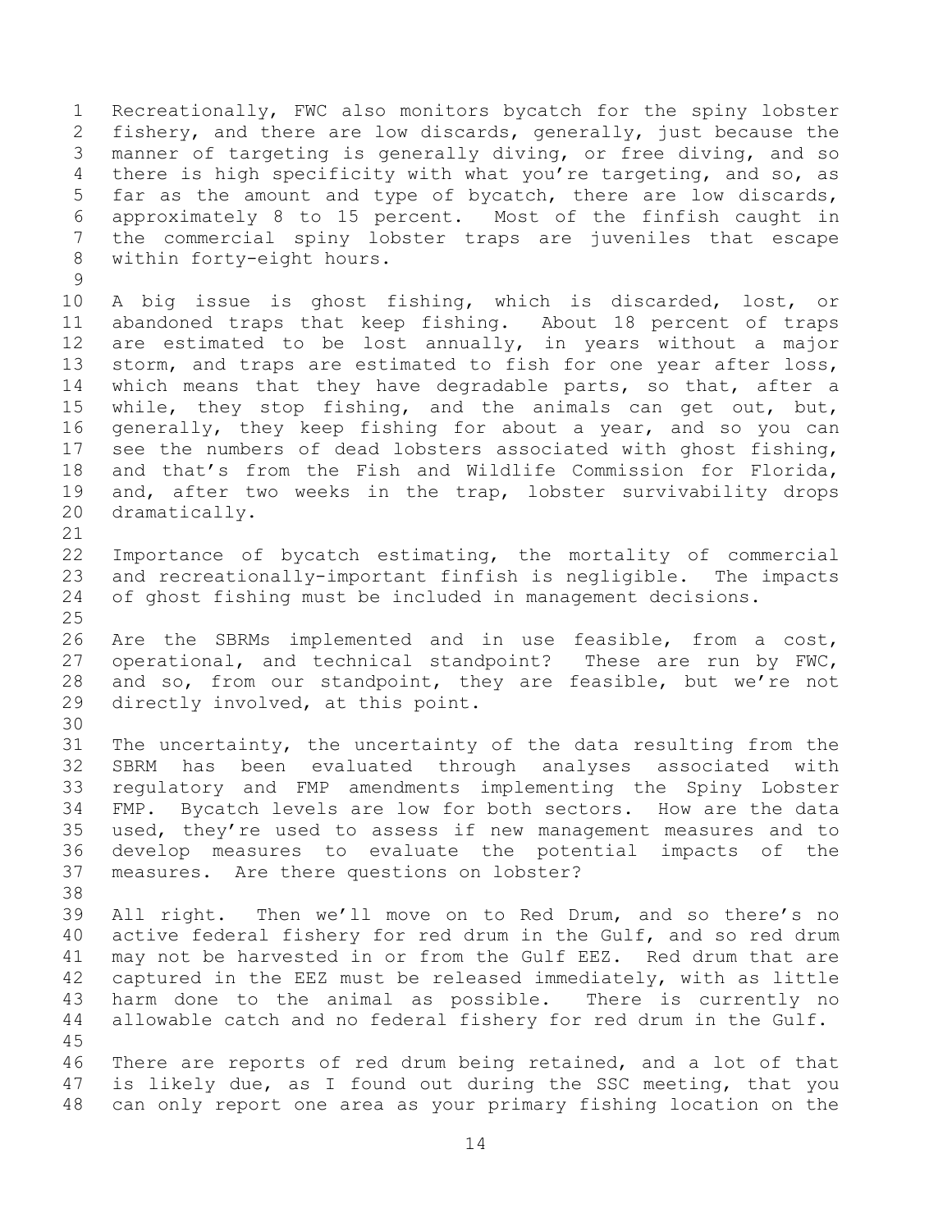Recreationally, FWC also monitors bycatch for the spiny lobster fishery, and there are low discards, generally, just because the manner of targeting is generally diving, or free diving, and so there is high specificity with what you're targeting, and so, as far as the amount and type of bycatch, there are low discards, approximately 8 to 15 percent. Most of the finfish caught in the commercial spiny lobster traps are juveniles that escape within forty-eight hours.

A big issue is ghost fishing, which is discarded, lost, or abandoned traps that keep fishing. About 18 percent of traps are estimated to be lost annually, in years without a major storm, and traps are estimated to fish for one year after loss, which means that they have degradable parts, so that, after a while, they stop fishing, and the animals can get out, but, generally, they keep fishing for about a year, and so you can see the numbers of dead lobsters associated with ghost fishing, and that's from the Fish and Wildlife Commission for Florida, and, after two weeks in the trap, lobster survivability drops dramatically.

Importance of bycatch estimating, the mortality of commercial and recreationally-important finfish is negligible. The impacts of ghost fishing must be included in management decisions.

Are the SBRMs implemented and in use feasible, from a cost, operational, and technical standpoint? These are run by FWC, and so, from our standpoint, they are feasible, but we're not directly involved, at this point.

The uncertainty, the uncertainty of the data resulting from the SBRM has been evaluated through analyses associated with regulatory and FMP amendments implementing the Spiny Lobster FMP. Bycatch levels are low for both sectors. How are the data used, they're used to assess if new management measures and to develop measures to evaluate the potential impacts of the measures. Are there questions on lobster?

All right. Then we'll move on to Red Drum, and so there's no active federal fishery for red drum in the Gulf, and so red drum may not be harvested in or from the Gulf EEZ. Red drum that are captured in the EEZ must be released immediately, with as little harm done to the animal as possible. There is currently no allowable catch and no federal fishery for red drum in the Gulf.

There are reports of red drum being retained, and a lot of that is likely due, as I found out during the SSC meeting, that you can only report one area as your primary fishing location on the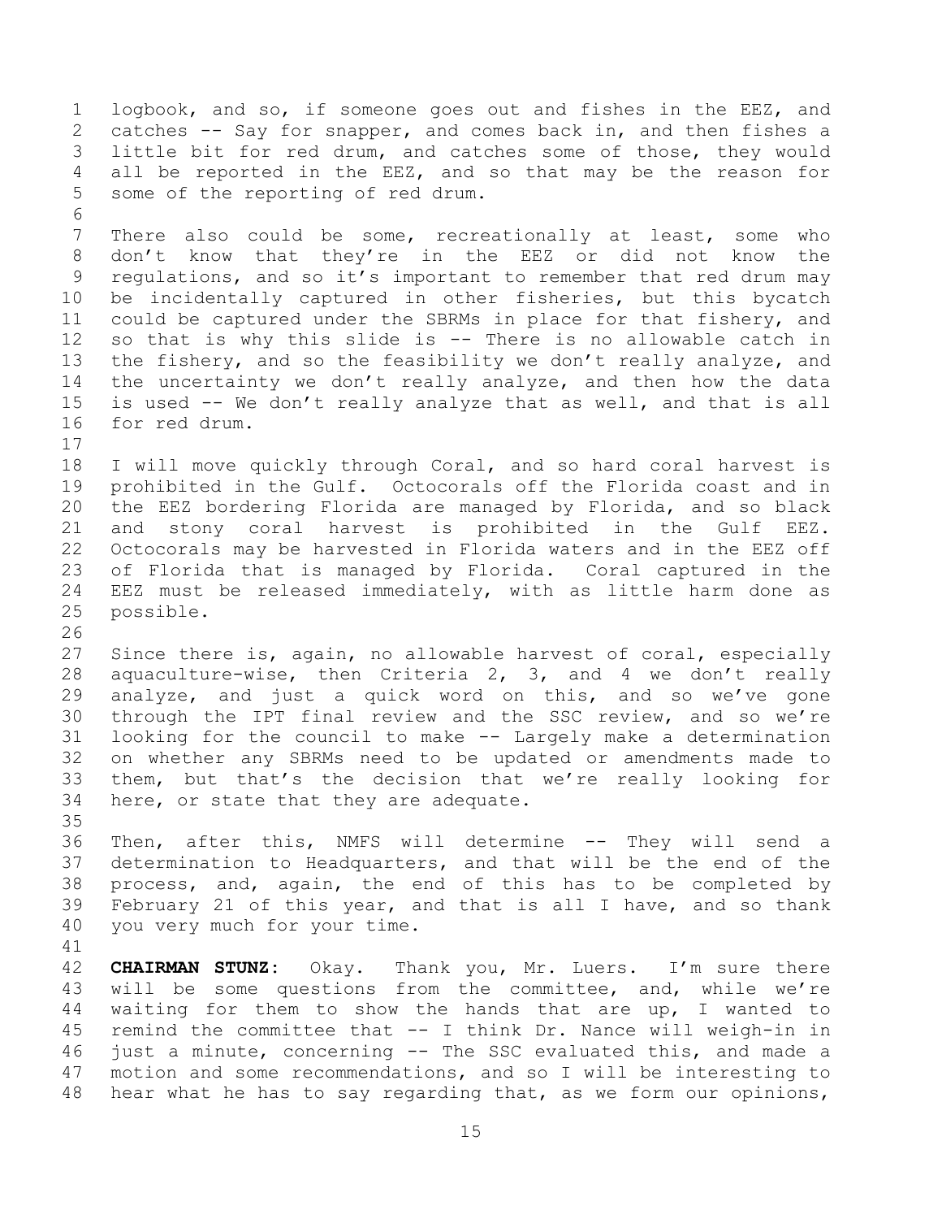logbook, and so, if someone goes out and fishes in the EEZ, and catches -- Say for snapper, and comes back in, and then fishes a little bit for red drum, and catches some of those, they would all be reported in the EEZ, and so that may be the reason for some of the reporting of red drum.

There also could be some, recreationally at least, some who don't know that they're in the EEZ or did not know the regulations, and so it's important to remember that red drum may be incidentally captured in other fisheries, but this bycatch could be captured under the SBRMs in place for that fishery, and so that is why this slide is -- There is no allowable catch in the fishery, and so the feasibility we don't really analyze, and the uncertainty we don't really analyze, and then how the data is used -- We don't really analyze that as well, and that is all for red drum.

I will move quickly through Coral, and so hard coral harvest is prohibited in the Gulf. Octocorals off the Florida coast and in the EEZ bordering Florida are managed by Florida, and so black and stony coral harvest is prohibited in the Gulf EEZ. Octocorals may be harvested in Florida waters and in the EEZ off of Florida that is managed by Florida. Coral captured in the EEZ must be released immediately, with as little harm done as possible.

Since there is, again, no allowable harvest of coral, especially aquaculture-wise, then Criteria 2, 3, and 4 we don't really analyze, and just a quick word on this, and so we've gone through the IPT final review and the SSC review, and so we're looking for the council to make -- Largely make a determination on whether any SBRMs need to be updated or amendments made to them, but that's the decision that we're really looking for here, or state that they are adequate.

Then, after this, NMFS will determine -- They will send a determination to Headquarters, and that will be the end of the process, and, again, the end of this has to be completed by February 21 of this year, and that is all I have, and so thank you very much for your time.

**CHAIRMAN STUNZ:** Okay. Thank you, Mr. Luers. I'm sure there will be some questions from the committee, and, while we're waiting for them to show the hands that are up, I wanted to remind the committee that -- I think Dr. Nance will weigh-in in just a minute, concerning -- The SSC evaluated this, and made a motion and some recommendations, and so I will be interesting to hear what he has to say regarding that, as we form our opinions,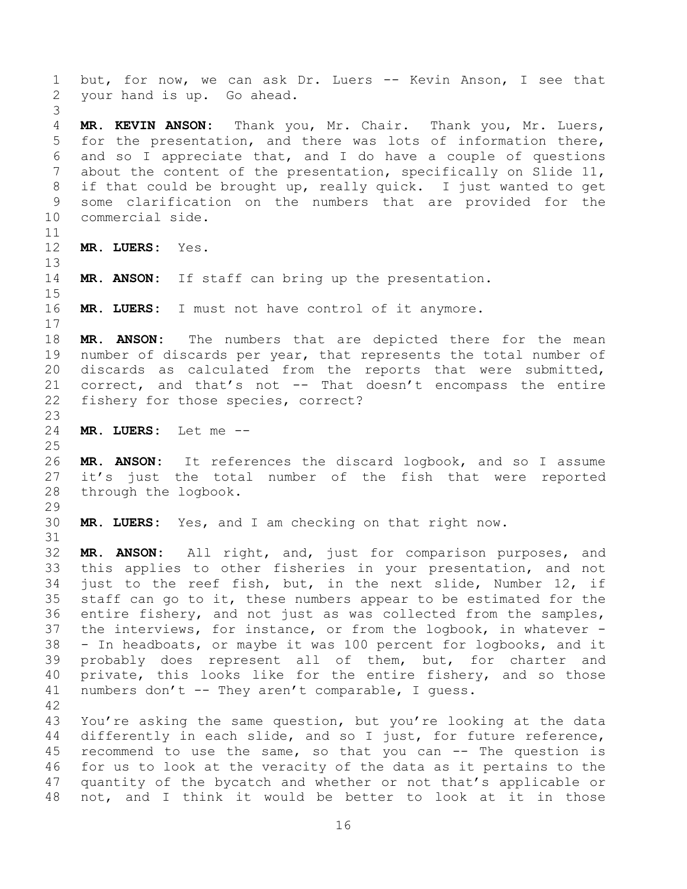but, for now, we can ask Dr. Luers -- Kevin Anson, I see that your hand is up. Go ahead.

**MR. KEVIN ANSON:** Thank you, Mr. Chair. Thank you, Mr. Luers, for the presentation, and there was lots of information there, and so I appreciate that, and I do have a couple of questions about the content of the presentation, specifically on Slide 11, if that could be brought up, really quick. I just wanted to get some clarification on the numbers that are provided for the commercial side.

**MR. LUERS:** Yes.

**MR. ANSON:** If staff can bring up the presentation.

**MR. LUERS:** I must not have control of it anymore.

**MR. ANSON:** The numbers that are depicted there for the mean number of discards per year, that represents the total number of discards as calculated from the reports that were submitted, correct, and that's not -- That doesn't encompass the entire fishery for those species, correct?

**MR. LUERS:** Let me --

**MR. ANSON:** It references the discard logbook, and so I assume it's just the total number of the fish that were reported through the logbook.

**MR. LUERS:** Yes, and I am checking on that right now.

**MR. ANSON:** All right, and, just for comparison purposes, and this applies to other fisheries in your presentation, and not just to the reef fish, but, in the next slide, Number 12, if staff can go to it, these numbers appear to be estimated for the entire fishery, and not just as was collected from the samples, the interviews, for instance, or from the logbook, in whatever -- In headboats, or maybe it was 100 percent for logbooks, and it probably does represent all of them, but, for charter and private, this looks like for the entire fishery, and so those numbers don't -- They aren't comparable, I guess.

You're asking the same question, but you're looking at the data differently in each slide, and so I just, for future reference, recommend to use the same, so that you can -- The question is for us to look at the veracity of the data as it pertains to the quantity of the bycatch and whether or not that's applicable or not, and I think it would be better to look at it in those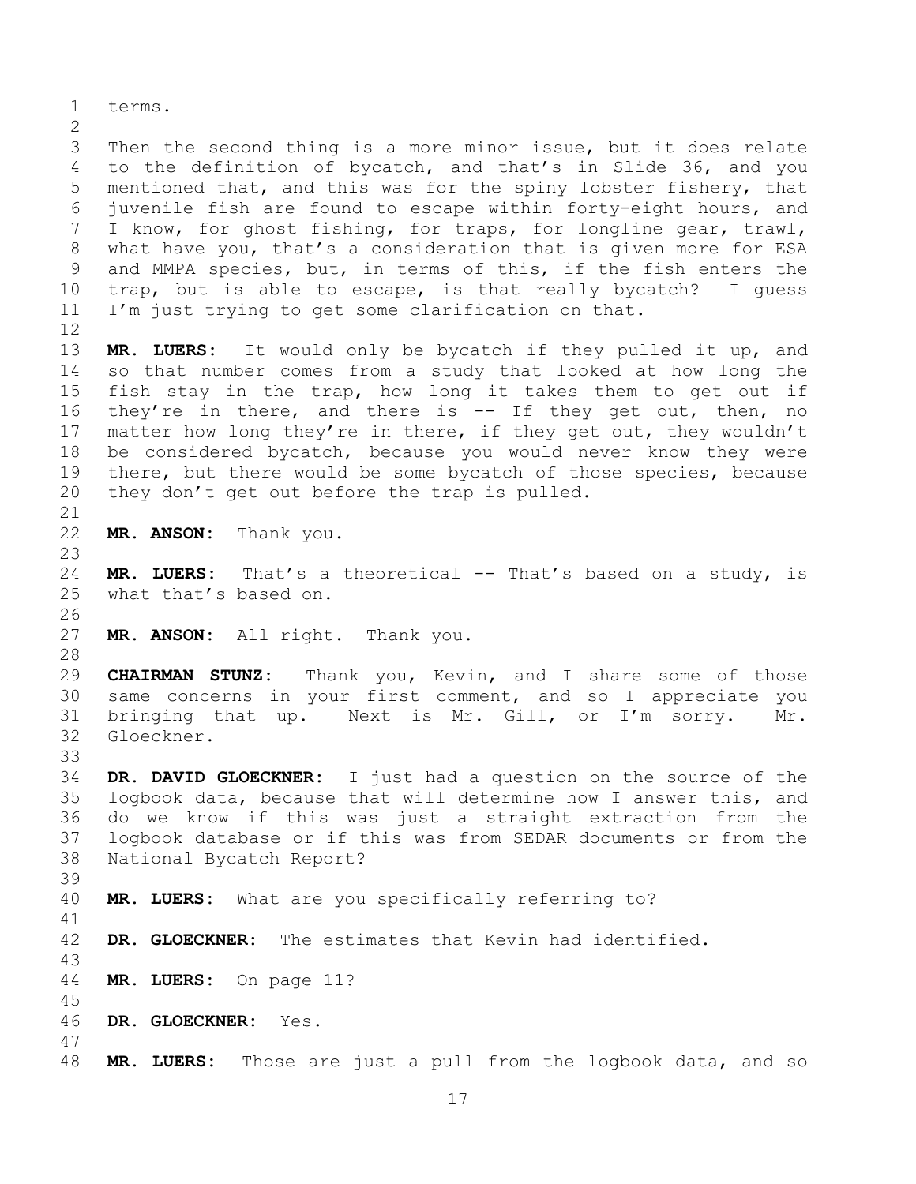terms.

Then the second thing is a more minor issue, but it does relate to the definition of bycatch, and that's in Slide 36, and you mentioned that, and this was for the spiny lobster fishery, that juvenile fish are found to escape within forty-eight hours, and I know, for ghost fishing, for traps, for longline gear, trawl, what have you, that's a consideration that is given more for ESA and MMPA species, but, in terms of this, if the fish enters the trap, but is able to escape, is that really bycatch? I guess I'm just trying to get some clarification on that.

**MR. LUERS:** It would only be bycatch if they pulled it up, and so that number comes from a study that looked at how long the fish stay in the trap, how long it takes them to get out if they're in there, and there is -- If they get out, then, no matter how long they're in there, if they get out, they wouldn't be considered bycatch, because you would never know they were there, but there would be some bycatch of those species, because they don't get out before the trap is pulled.

**MR. ANSON:** Thank you.

**MR. LUERS:** That's a theoretical -- That's based on a study, is what that's based on.

**MR. ANSON:** All right. Thank you.

**CHAIRMAN STUNZ:** Thank you, Kevin, and I share some of those same concerns in your first comment, and so I appreciate you bringing that up. Next is Mr. Gill, or I'm sorry. Mr. Gloeckner.

**DR. DAVID GLOECKNER:** I just had a question on the source of the logbook data, because that will determine how I answer this, and do we know if this was just a straight extraction from the logbook database or if this was from SEDAR documents or from the National Bycatch Report?

**MR. LUERS:** What are you specifically referring to?

**DR. GLOECKNER:** The estimates that Kevin had identified.

**MR. LUERS:** On page 11?

**DR. GLOECKNER:** Yes.

**MR. LUERS:** Those are just a pull from the logbook data, and so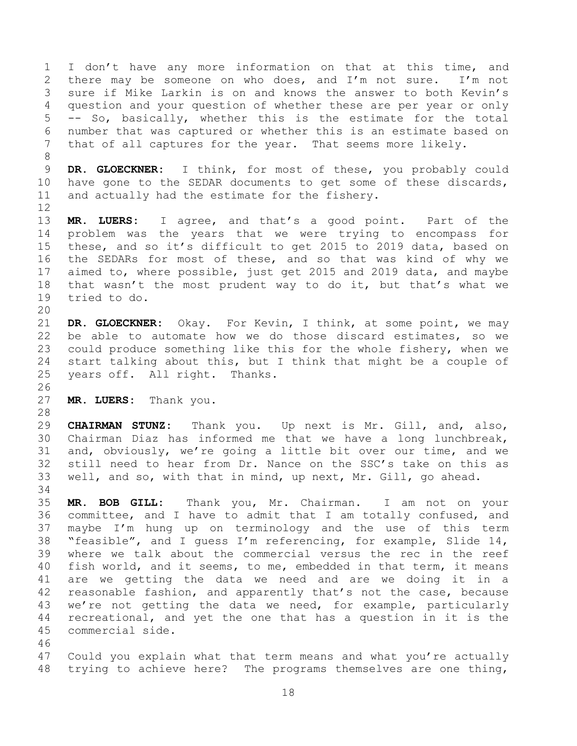I don't have any more information on that at this time, and there may be someone on who does, and I'm not sure. I'm not sure if Mike Larkin is on and knows the answer to both Kevin's question and your question of whether these are per year or only -- So, basically, whether this is the estimate for the total number that was captured or whether this is an estimate based on that of all captures for the year. That seems more likely.

**DR. GLOECKNER:** I think, for most of these, you probably could have gone to the SEDAR documents to get some of these discards, and actually had the estimate for the fishery.

**MR. LUERS:** I agree, and that's a good point. Part of the problem was the years that we were trying to encompass for these, and so it's difficult to get 2015 to 2019 data, based on the SEDARs for most of these, and so that was kind of why we aimed to, where possible, just get 2015 and 2019 data, and maybe that wasn't the most prudent way to do it, but that's what we tried to do.

**DR. GLOECKNER:** Okay. For Kevin, I think, at some point, we may be able to automate how we do those discard estimates, so we could produce something like this for the whole fishery, when we start talking about this, but I think that might be a couple of years off. All right. Thanks.

**MR. LUERS:** Thank you.

**CHAIRMAN STUNZ:** Thank you. Up next is Mr. Gill, and, also, Chairman Diaz has informed me that we have a long lunchbreak, and, obviously, we're going a little bit over our time, and we still need to hear from Dr. Nance on the SSC's take on this as well, and so, with that in mind, up next, Mr. Gill, go ahead.

**MR. BOB GILL:** Thank you, Mr. Chairman. I am not on your committee, and I have to admit that I am totally confused, and maybe I'm hung up on terminology and the use of this term "feasible", and I guess I'm referencing, for example, Slide 14, where we talk about the commercial versus the rec in the reef fish world, and it seems, to me, embedded in that term, it means are we getting the data we need and are we doing it in a reasonable fashion, and apparently that's not the case, because we're not getting the data we need, for example, particularly recreational, and yet the one that has a question in it is the commercial side.

Could you explain what that term means and what you're actually trying to achieve here? The programs themselves are one thing,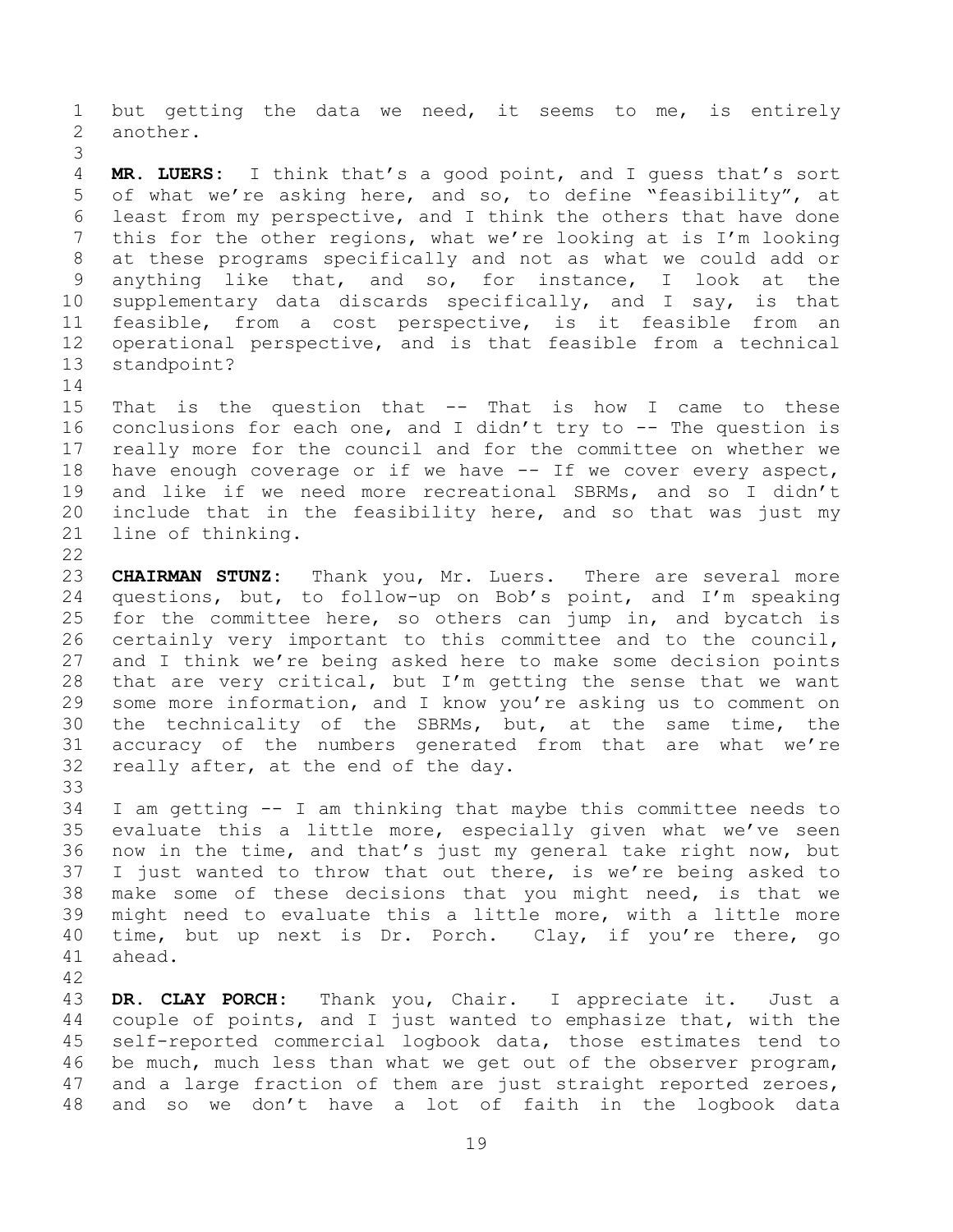but getting the data we need, it seems to me, is entirely another.

**MR. LUERS:** I think that's a good point, and I guess that's sort of what we're asking here, and so, to define "feasibility", at least from my perspective, and I think the others that have done this for the other regions, what we're looking at is I'm looking at these programs specifically and not as what we could add or anything like that, and so, for instance, I look at the supplementary data discards specifically, and I say, is that feasible, from a cost perspective, is it feasible from an operational perspective, and is that feasible from a technical standpoint?

That is the question that -- That is how I came to these conclusions for each one, and I didn't try to -- The question is really more for the council and for the committee on whether we have enough coverage or if we have -- If we cover every aspect, and like if we need more recreational SBRMs, and so I didn't include that in the feasibility here, and so that was just my line of thinking.

**CHAIRMAN STUNZ:** Thank you, Mr. Luers. There are several more questions, but, to follow-up on Bob's point, and I'm speaking for the committee here, so others can jump in, and bycatch is certainly very important to this committee and to the council, and I think we're being asked here to make some decision points that are very critical, but I'm getting the sense that we want some more information, and I know you're asking us to comment on the technicality of the SBRMs, but, at the same time, the accuracy of the numbers generated from that are what we're really after, at the end of the day.

I am getting -- I am thinking that maybe this committee needs to evaluate this a little more, especially given what we've seen now in the time, and that's just my general take right now, but I just wanted to throw that out there, is we're being asked to make some of these decisions that you might need, is that we might need to evaluate this a little more, with a little more time, but up next is Dr. Porch. Clay, if you're there, go ahead.

**DR. CLAY PORCH:** Thank you, Chair. I appreciate it. Just a couple of points, and I just wanted to emphasize that, with the self-reported commercial logbook data, those estimates tend to be much, much less than what we get out of the observer program, and a large fraction of them are just straight reported zeroes, and so we don't have a lot of faith in the logbook data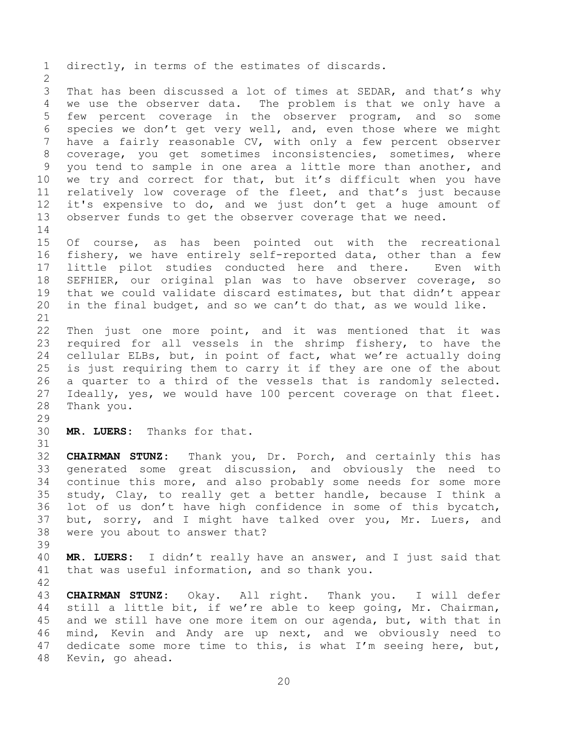directly, in terms of the estimates of discards.

That has been discussed a lot of times at SEDAR, and that's why we use the observer data. The problem is that we only have a few percent coverage in the observer program, and so some species we don't get very well, and, even those where we might have a fairly reasonable CV, with only a few percent observer coverage, you get sometimes inconsistencies, sometimes, where you tend to sample in one area a little more than another, and we try and correct for that, but it's difficult when you have relatively low coverage of the fleet, and that's just because it's expensive to do, and we just don't get a huge amount of observer funds to get the observer coverage that we need.

Of course, as has been pointed out with the recreational fishery, we have entirely self-reported data, other than a few little pilot studies conducted here and there. Even with SEFHIER, our original plan was to have observer coverage, so that we could validate discard estimates, but that didn't appear in the final budget, and so we can't do that, as we would like.

Then just one more point, and it was mentioned that it was required for all vessels in the shrimp fishery, to have the cellular ELBs, but, in point of fact, what we're actually doing is just requiring them to carry it if they are one of the about a quarter to a third of the vessels that is randomly selected. Ideally, yes, we would have 100 percent coverage on that fleet. Thank you.

**MR. LUERS:** Thanks for that.

**CHAIRMAN STUNZ:** Thank you, Dr. Porch, and certainly this has generated some great discussion, and obviously the need to continue this more, and also probably some needs for some more study, Clay, to really get a better handle, because I think a lot of us don't have high confidence in some of this bycatch, but, sorry, and I might have talked over you, Mr. Luers, and were you about to answer that?

**MR. LUERS:** I didn't really have an answer, and I just said that that was useful information, and so thank you.

**CHAIRMAN STUNZ:** Okay. All right. Thank you. I will defer still a little bit, if we're able to keep going, Mr. Chairman, and we still have one more item on our agenda, but, with that in mind, Kevin and Andy are up next, and we obviously need to dedicate some more time to this, is what I'm seeing here, but, Kevin, go ahead.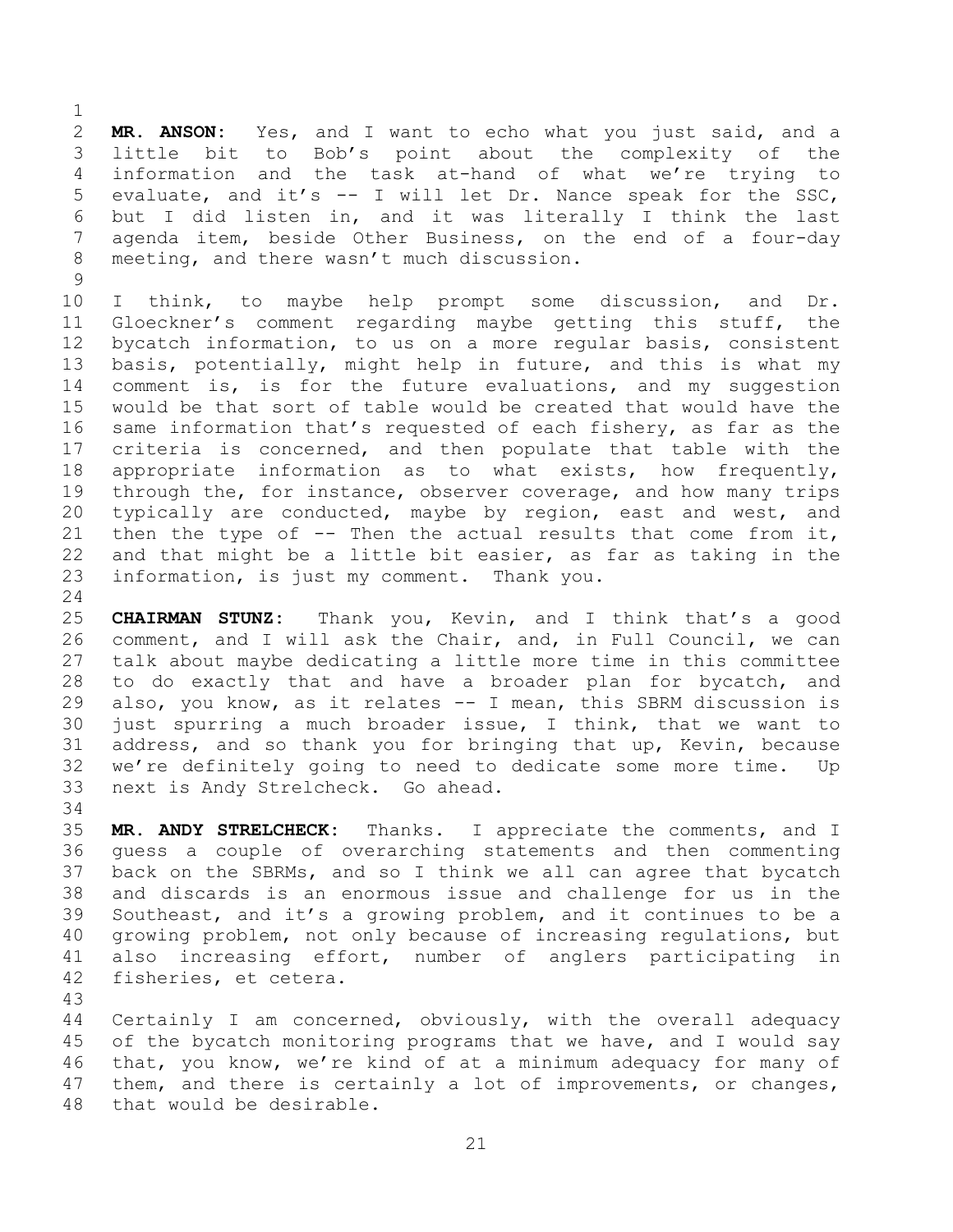**MR. ANSON:** Yes, and I want to echo what you just said, and a little bit to Bob's point about the complexity of the information and the task at-hand of what we're trying to evaluate, and it's -- I will let Dr. Nance speak for the SSC, but I did listen in, and it was literally I think the last agenda item, beside Other Business, on the end of a four-day meeting, and there wasn't much discussion.

I think, to maybe help prompt some discussion, and Dr. Gloeckner's comment regarding maybe getting this stuff, the bycatch information, to us on a more regular basis, consistent basis, potentially, might help in future, and this is what my comment is, is for the future evaluations, and my suggestion would be that sort of table would be created that would have the same information that's requested of each fishery, as far as the criteria is concerned, and then populate that table with the appropriate information as to what exists, how frequently, through the, for instance, observer coverage, and how many trips typically are conducted, maybe by region, east and west, and then the type of -- Then the actual results that come from it, and that might be a little bit easier, as far as taking in the information, is just my comment. Thank you.

**CHAIRMAN STUNZ:** Thank you, Kevin, and I think that's a good comment, and I will ask the Chair, and, in Full Council, we can talk about maybe dedicating a little more time in this committee to do exactly that and have a broader plan for bycatch, and also, you know, as it relates -- I mean, this SBRM discussion is just spurring a much broader issue, I think, that we want to address, and so thank you for bringing that up, Kevin, because we're definitely going to need to dedicate some more time. Up next is Andy Strelcheck. Go ahead.

**MR. ANDY STRELCHECK:** Thanks. I appreciate the comments, and I guess a couple of overarching statements and then commenting back on the SBRMs, and so I think we all can agree that bycatch and discards is an enormous issue and challenge for us in the Southeast, and it's a growing problem, and it continues to be a growing problem, not only because of increasing regulations, but also increasing effort, number of anglers participating in fisheries, et cetera.

Certainly I am concerned, obviously, with the overall adequacy of the bycatch monitoring programs that we have, and I would say that, you know, we're kind of at a minimum adequacy for many of them, and there is certainly a lot of improvements, or changes, that would be desirable.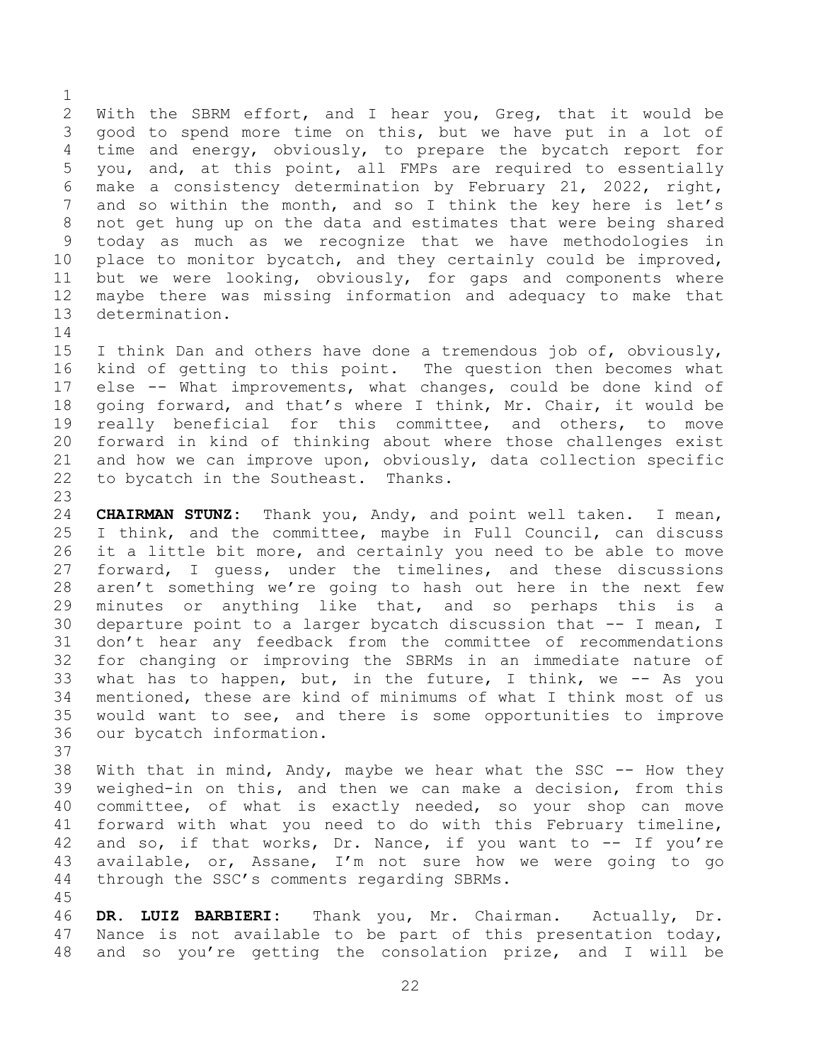With the SBRM effort, and I hear you, Greg, that it would be good to spend more time on this, but we have put in a lot of time and energy, obviously, to prepare the bycatch report for you, and, at this point, all FMPs are required to essentially make a consistency determination by February 21, 2022, right, and so within the month, and so I think the key here is let's not get hung up on the data and estimates that were being shared today as much as we recognize that we have methodologies in place to monitor bycatch, and they certainly could be improved, but we were looking, obviously, for gaps and components where maybe there was missing information and adequacy to make that determination.

I think Dan and others have done a tremendous job of, obviously, kind of getting to this point. The question then becomes what else -- What improvements, what changes, could be done kind of going forward, and that's where I think, Mr. Chair, it would be really beneficial for this committee, and others, to move forward in kind of thinking about where those challenges exist and how we can improve upon, obviously, data collection specific to bycatch in the Southeast. Thanks.

**CHAIRMAN STUNZ:** Thank you, Andy, and point well taken. I mean, I think, and the committee, maybe in Full Council, can discuss it a little bit more, and certainly you need to be able to move forward, I guess, under the timelines, and these discussions aren't something we're going to hash out here in the next few minutes or anything like that, and so perhaps this is a departure point to a larger bycatch discussion that -- I mean, I don't hear any feedback from the committee of recommendations for changing or improving the SBRMs in an immediate nature of what has to happen, but, in the future, I think, we -- As you mentioned, these are kind of minimums of what I think most of us would want to see, and there is some opportunities to improve our bycatch information.

With that in mind, Andy, maybe we hear what the SSC -- How they weighed-in on this, and then we can make a decision, from this committee, of what is exactly needed, so your shop can move forward with what you need to do with this February timeline, and so, if that works, Dr. Nance, if you want to -- If you're available, or, Assane, I'm not sure how we were going to go through the SSC's comments regarding SBRMs.

**DR. LUIZ BARBIERI:** Thank you, Mr. Chairman. Actually, Dr. Nance is not available to be part of this presentation today, and so you're getting the consolation prize, and I will be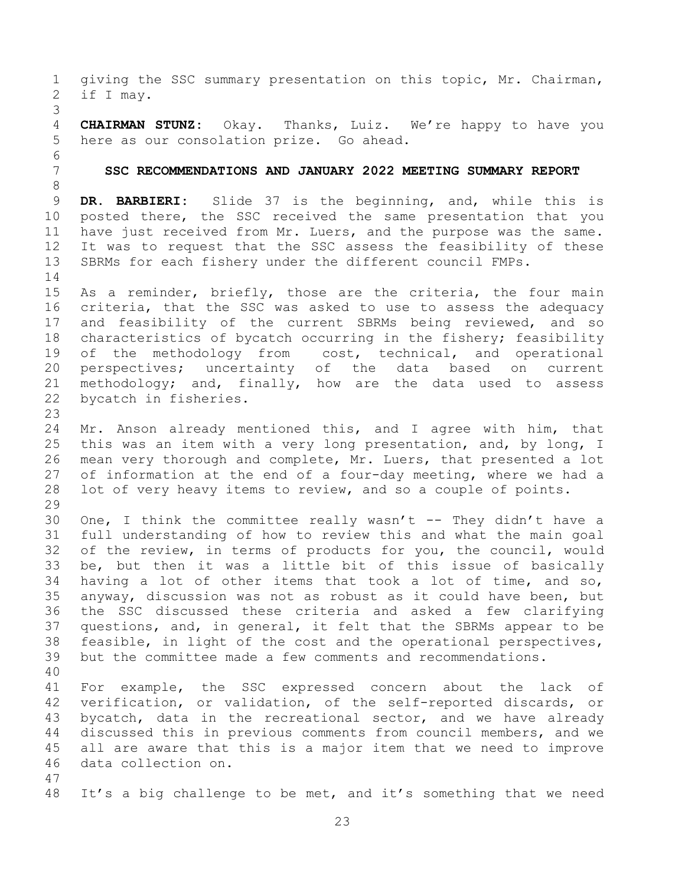giving the SSC summary presentation on this topic, Mr. Chairman, if I may.

**CHAIRMAN STUNZ:** Okay. Thanks, Luiz. We're happy to have you here as our consolation prize. Go ahead.

## SSC RECOMMENDATIONS AND JANUARY 2022 MEETING SUMMARY REPORT

**DR. BARBIERI:** Slide 37 is the beginning, and, while this is posted there, the SSC received the same presentation that you have just received from Mr. Luers, and the purpose was the same. It was to request that the SSC assess the feasibility of these SBRMs for each fishery under the different council FMPs.

As a reminder, briefly, those are the criteria, the four main criteria, that the SSC was asked to use to assess the adequacy and feasibility of the current SBRMs being reviewed, and so characteristics of bycatch occurring in the fishery; feasibility of the methodology from cost, technical, and operational perspectives; uncertainty of the data based on current methodology; and, finally, how are the data used to assess bycatch in fisheries.

Mr. Anson already mentioned this, and I agree with him, that this was an item with a very long presentation, and, by long, I mean very thorough and complete, Mr. Luers, that presented a lot of information at the end of a four-day meeting, where we had a lot of very heavy items to review, and so a couple of points.

One, I think the committee really wasn't -- They didn't have a full understanding of how to review this and what the main goal of the review, in terms of products for you, the council, would be, but then it was a little bit of this issue of basically having a lot of other items that took a lot of time, and so, anyway, discussion was not as robust as it could have been, but the SSC discussed these criteria and asked a few clarifying questions, and, in general, it felt that the SBRMs appear to be feasible, in light of the cost and the operational perspectives, but the committee made a few comments and recommendations.

For example, the SSC expressed concern about the lack of verification, or validation, of the self-reported discards, or bycatch, data in the recreational sector, and we have already discussed this in previous comments from council members, and we all are aware that this is a major item that we need to improve data collection on.

It's a big challenge to be met, and it's something that we need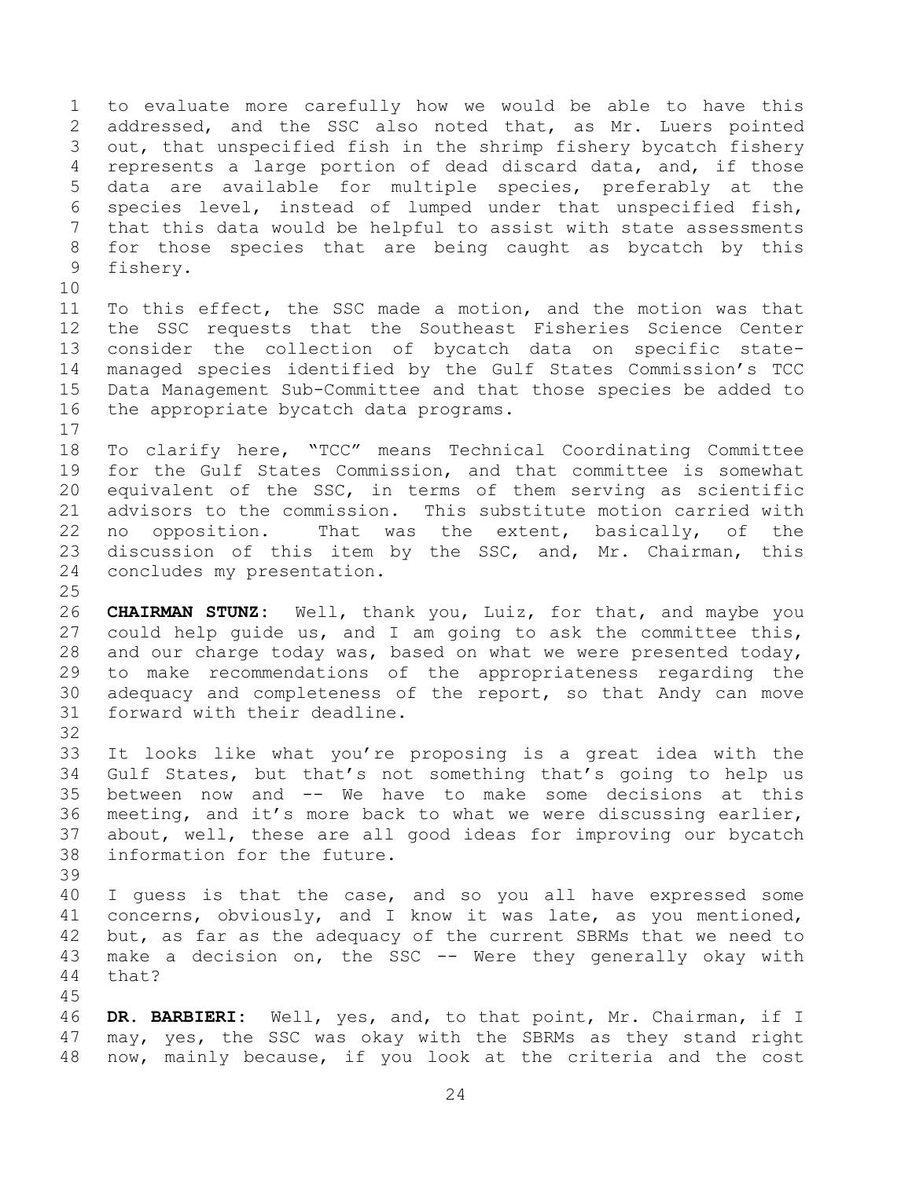to evaluate more carefully how we would be able to have this addressed, and the SSC also noted that, as Mr. Luers pointed out, that unspecified fish in the shrimp fishery bycatch fishery represents a large portion of dead discard data, and, if those data are available for multiple species, preferably at the species level, instead of lumped under that unspecified fish, that this data would be helpful to assist with state assessments for those species that are being caught as bycatch by this fishery.

To this effect, the SSC made a motion, and the motion was that the SSC requests that the Southeast Fisheries Science Center consider the collection of bycatch data on specific state-managed species identified by the Gulf States Commission's TCC Data Management Sub-Committee and that those species be added to the appropriate bycatch data programs.

To clarify here, "TCC" means Technical Coordinating Committee for the Gulf States Commission, and that committee is somewhat equivalent of the SSC, in terms of them serving as scientific advisors to the commission. This substitute motion carried with no opposition. That was the extent, basically, of the discussion of this item by the SSC, and, Mr. Chairman, this concludes my presentation.

**CHAIRMAN STUNZ:** Well, thank you, Luiz, for that, and maybe you could help guide us, and I am going to ask the committee this, and our charge today was, based on what we were presented today, to make recommendations of the appropriateness regarding the adequacy and completeness of the report, so that Andy can move forward with their deadline.

It looks like what you're proposing is a great idea with the Gulf States, but that's not something that's going to help us between now and -- We have to make some decisions at this meeting, and it's more back to what we were discussing earlier, about, well, these are all good ideas for improving our bycatch information for the future.

I guess is that the case, and so you all have expressed some concerns, obviously, and I know it was late, as you mentioned, but, as far as the adequacy of the current SBRMs that we need to make a decision on, the SSC -- Were they generally okay with that?

**DR. BARBIERI:** Well, yes, and, to that point, Mr. Chairman, if I may, yes, the SSC was okay with the SBRMs as they stand right now, mainly because, if you look at the criteria and the cost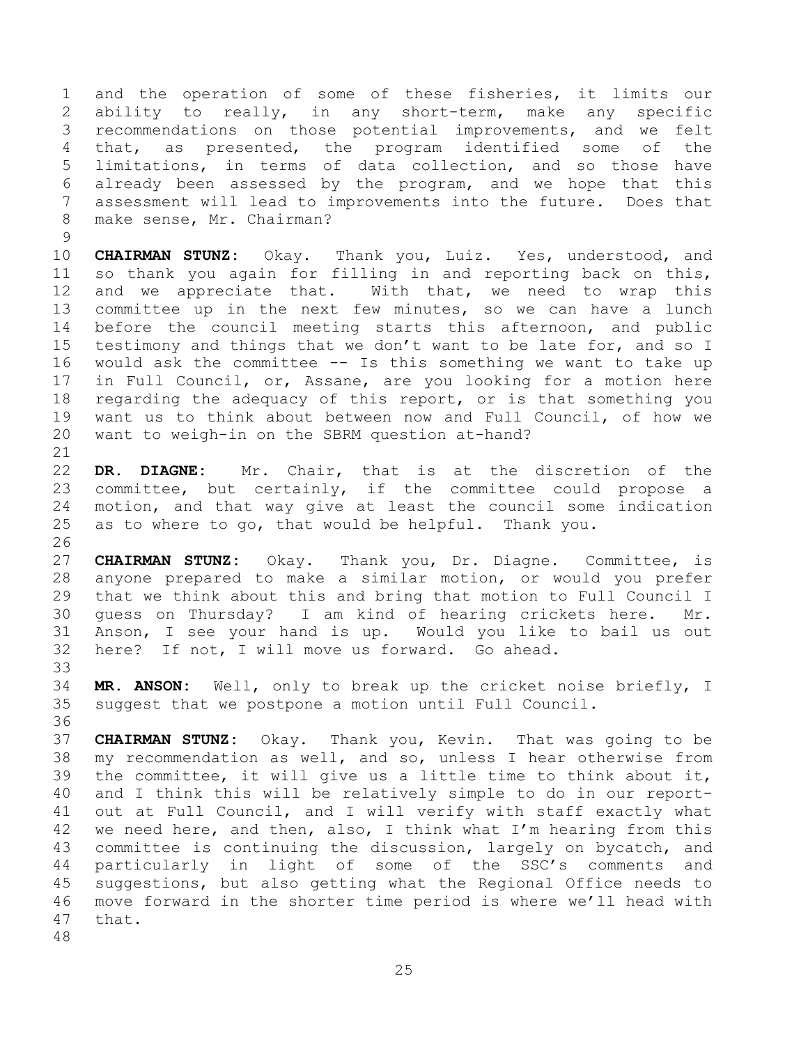and the operation of some of these fisheries, it limits our ability to really, in any short-term, make any specific recommendations on those potential improvements, and we felt that, as presented, the program identified some of the limitations, in terms of data collection, and so those have already been assessed by the program, and we hope that this assessment will lead to improvements into the future. Does that make sense, Mr. Chairman?

**CHAIRMAN STUNZ:** Okay. Thank you, Luiz. Yes, understood, and so thank you again for filling in and reporting back on this, and we appreciate that. With that, we need to wrap this committee up in the next few minutes, so we can have a lunch before the council meeting starts this afternoon, and public testimony and things that we don't want to be late for, and so I would ask the committee -- Is this something we want to take up in Full Council, or, Assane, are you looking for a motion here regarding the adequacy of this report, or is that something you want us to think about between now and Full Council, of how we want to weigh-in on the SBRM question at-hand?

**DR. DIAGNE:** Mr. Chair, that is at the discretion of the committee, but certainly, if the committee could propose a motion, and that way give at least the council some indication as to where to go, that would be helpful. Thank you.

**CHAIRMAN STUNZ:** Okay. Thank you, Dr. Diagne. Committee, is anyone prepared to make a similar motion, or would you prefer that we think about this and bring that motion to Full Council I guess on Thursday? I am kind of hearing crickets here. Mr. Anson, I see your hand is up. Would you like to bail us out here? If not, I will move us forward. Go ahead.

**MR. ANSON:** Well, only to break up the cricket noise briefly, I suggest that we postpone a motion until Full Council.

**CHAIRMAN STUNZ:** Okay. Thank you, Kevin. That was going to be my recommendation as well, and so, unless I hear otherwise from the committee, it will give us a little time to think about it, and I think this will be relatively simple to do in our report-out at Full Council, and I will verify with staff exactly what we need here, and then, also, I think what I'm hearing from this committee is continuing the discussion, largely on bycatch, and particularly in light of some of the SSC's comments and suggestions, but also getting what the Regional Office needs to move forward in the shorter time period is where we'll head with that.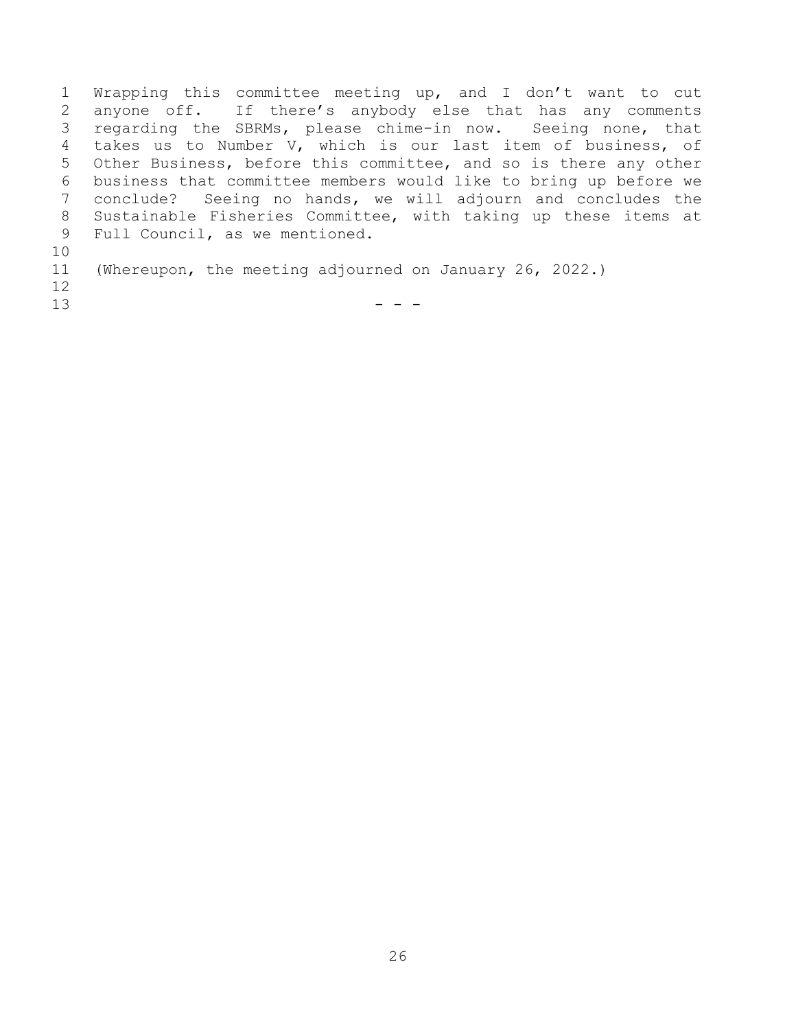Wrapping this committee meeting up, and I don't want to cut anyone off. If there's anybody else that has any comments regarding the SBRMs, please chime-in now. Seeing none, that takes us to Number V, which is our last item of business, of Other Business, before this committee, and so is there any other business that committee members would like to bring up before we conclude? Seeing no hands, we will adjourn and concludes the Sustainable Fisheries Committee, with taking up these items at Full Council, as we mentioned.

(Whereupon, the meeting adjourned on January 26, 2022.)

\- - -